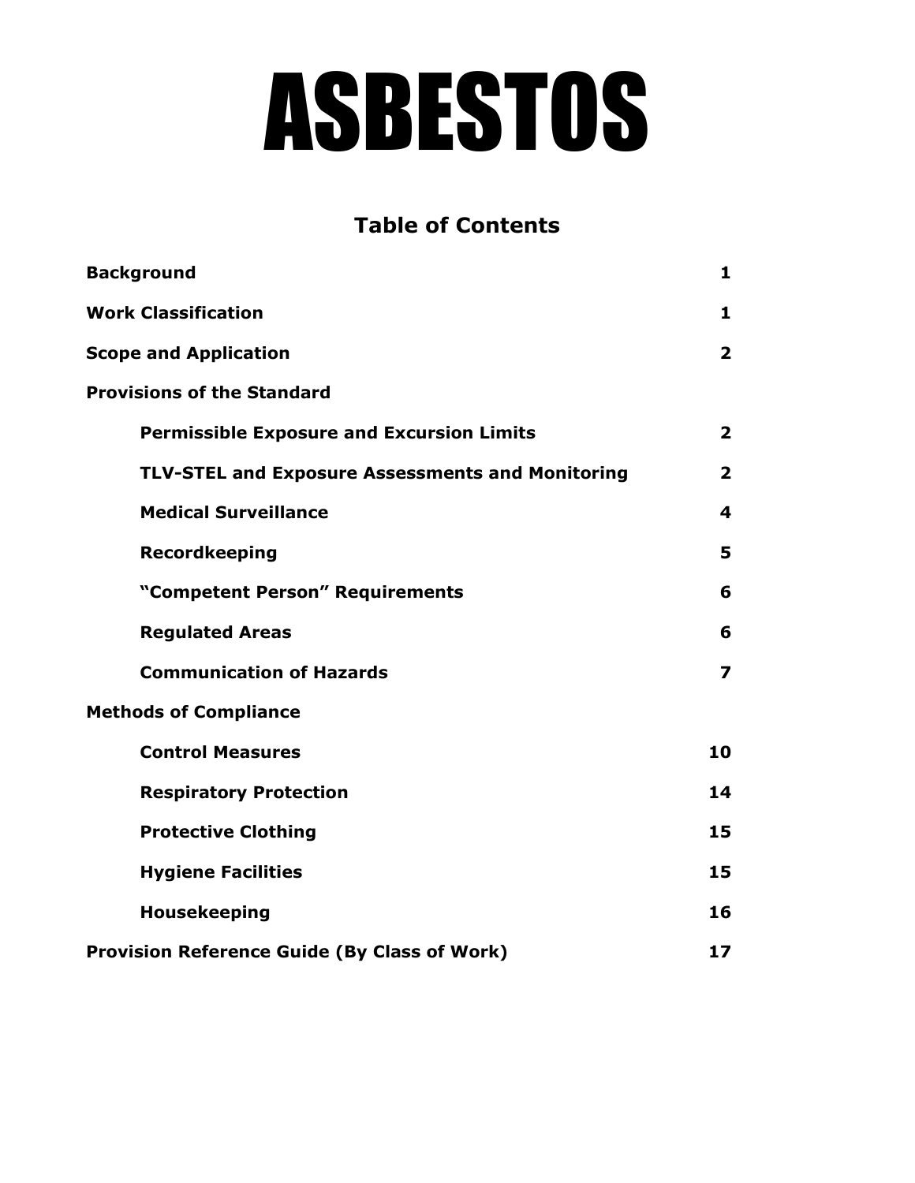# ASBESTOS

## Table of Contents

| | |
|---|---|
| **Background** | **1** |
| **Work Classification** | **1** |
| **Scope and Application** | **2** |
| **Provisions of the Standard** | |
| **Permissible Exposure and Excursion Limits** | **2** |
| **TLV-STEL and Exposure Assessments and Monitoring** | **2** |
| **Medical Surveillance** | **4** |
| **Recordkeeping** | **5** |
| **"Competent Person" Requirements** | **6** |
| **Regulated Areas** | **6** |
| **Communication of Hazards** | **7** |
| **Methods of Compliance** | |
| **Control Measures** | **10** |
| **Respiratory Protection** | **14** |
| **Protective Clothing** | **15** |
| **Hygiene Facilities** | **15** |
| **Housekeeping** | **16** |
| **Provision Reference Guide (By Class of Work)** | **17** |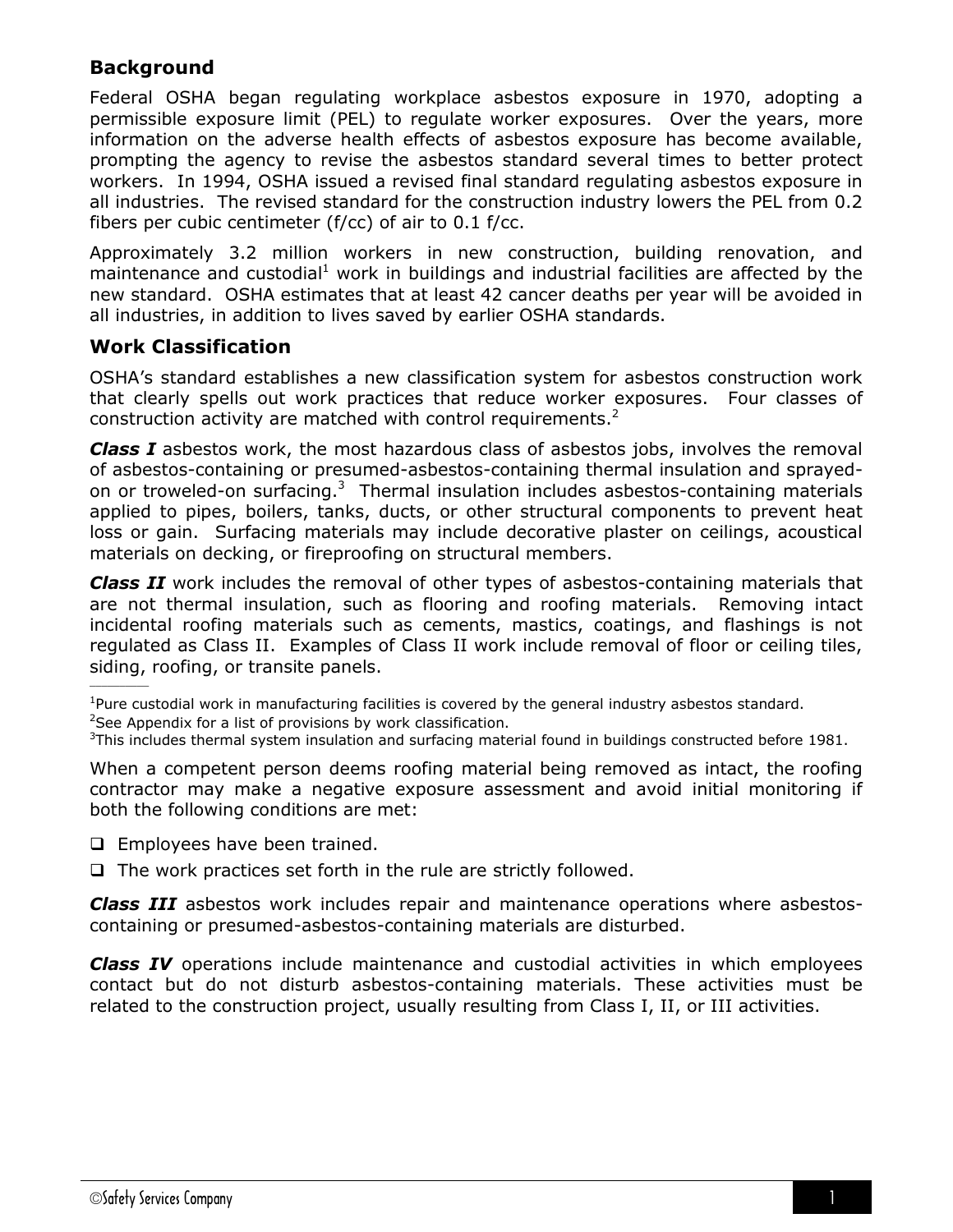## Background

Federal OSHA began regulating workplace asbestos exposure in 1970, adopting a permissible exposure limit (PEL) to regulate worker exposures. Over the years, more information on the adverse health effects of asbestos exposure has become available, prompting the agency to revise the asbestos standard several times to better protect workers. In 1994, OSHA issued a revised final standard regulating asbestos exposure in all industries. The revised standard for the construction industry lowers the PEL from 0.2 fibers per cubic centimeter (f/cc) of air to 0.1 f/cc.

Approximately 3.2 million workers in new construction, building renovation, and maintenance and custodial[1] work in buildings and industrial facilities are affected by the new standard. OSHA estimates that at least 42 cancer deaths per year will be avoided in all industries, in addition to lives saved by earlier OSHA standards.

## Work Classification

OSHA's standard establishes a new classification system for asbestos construction work that clearly spells out work practices that reduce worker exposures. Four classes of construction activity are matched with control requirements.[2]

***Class I*** asbestos work, the most hazardous class of asbestos jobs, involves the removal of asbestos-containing or presumed-asbestos-containing thermal insulation and sprayed-on or troweled-on surfacing.[3] Thermal insulation includes asbestos-containing materials applied to pipes, boilers, tanks, ducts, or other structural components to prevent heat loss or gain. Surfacing materials may include decorative plaster on ceilings, acoustical materials on decking, or fireproofing on structural members.

***Class II*** work includes the removal of other types of asbestos-containing materials that are not thermal insulation, such as flooring and roofing materials. Removing intact incidental roofing materials such as cements, mastics, coatings, and flashings is not regulated as Class II. Examples of Class II work include removal of floor or ceiling tiles, siding, roofing, or transite panels.

---

[1]Pure custodial work in manufacturing facilities is covered by the general industry asbestos standard.

[2]See Appendix for a list of provisions by work classification.

[3]This includes thermal system insulation and surfacing material found in buildings constructed before 1981.

When a competent person deems roofing material being removed as intact, the roofing contractor may make a negative exposure assessment and avoid initial monitoring if both the following conditions are met:

- Employees have been trained.
- The work practices set forth in the rule are strictly followed.

***Class III*** asbestos work includes repair and maintenance operations where asbestos-containing or presumed-asbestos-containing materials are disturbed.

***Class IV*** operations include maintenance and custodial activities in which employees contact but do not disturb asbestos-containing materials. These activities must be related to the construction project, usually resulting from Class I, II, or III activities.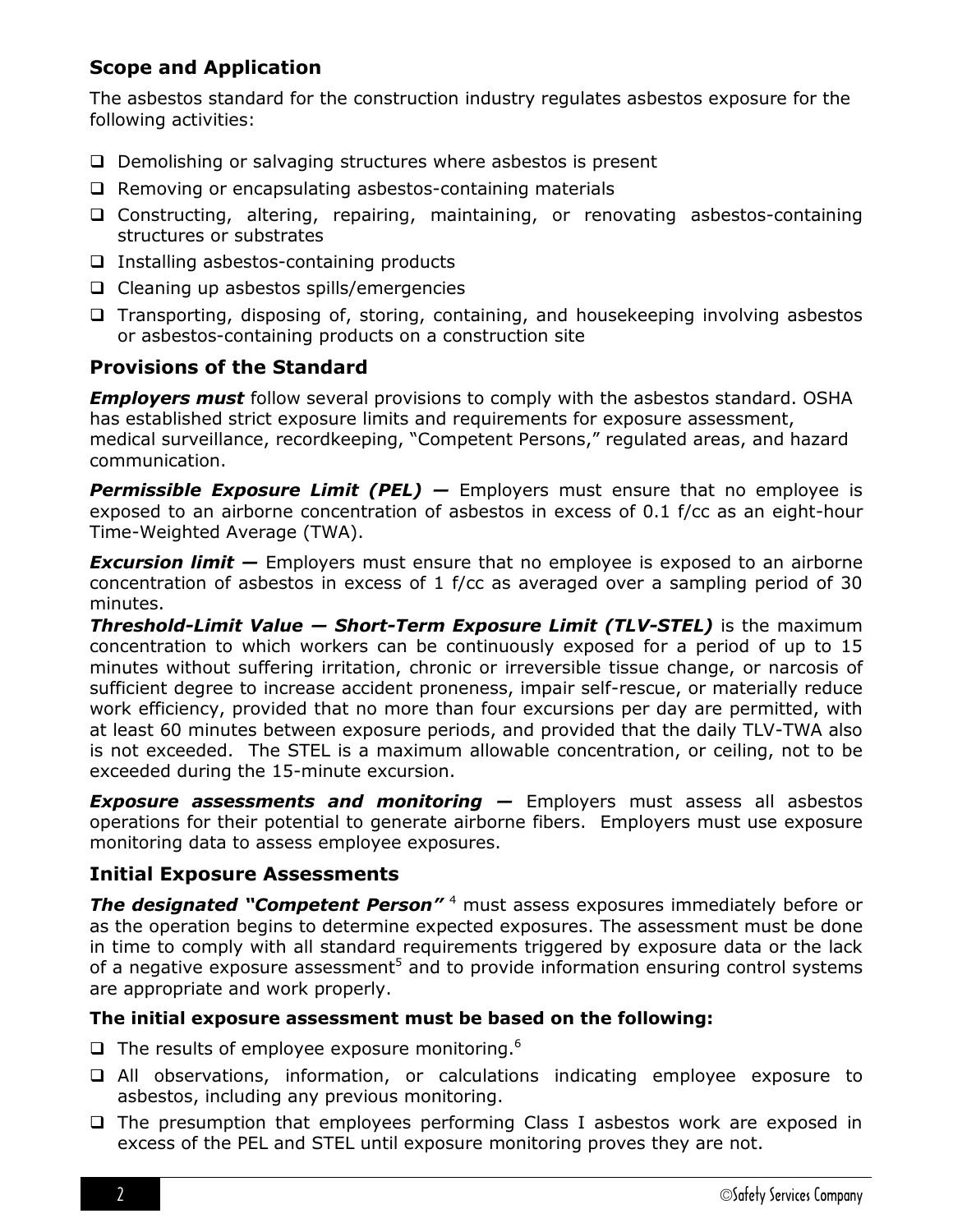### Scope and Application

The asbestos standard for the construction industry regulates asbestos exposure for the following activities:

- Demolishing or salvaging structures where asbestos is present
- Removing or encapsulating asbestos-containing materials
- Constructing, altering, repairing, maintaining, or renovating asbestos-containing structures or substrates
- Installing asbestos-containing products
- Cleaning up asbestos spills/emergencies
- Transporting, disposing of, storing, containing, and housekeeping involving asbestos or asbestos-containing products on a construction site

### Provisions of the Standard

***Employers must*** follow several provisions to comply with the asbestos standard. OSHA has established strict exposure limits and requirements for exposure assessment, medical surveillance, recordkeeping, "Competent Persons," regulated areas, and hazard communication.

***Permissible Exposure Limit (PEL) —*** Employers must ensure that no employee is exposed to an airborne concentration of asbestos in excess of 0.1 f/cc as an eight-hour Time-Weighted Average (TWA).

***Excursion limit —*** Employers must ensure that no employee is exposed to an airborne concentration of asbestos in excess of 1 f/cc as averaged over a sampling period of 30 minutes.

***Threshold-Limit Value — Short-Term Exposure Limit (TLV-STEL)*** is the maximum concentration to which workers can be continuously exposed for a period of up to 15 minutes without suffering irritation, chronic or irreversible tissue change, or narcosis of sufficient degree to increase accident proneness, impair self-rescue, or materially reduce work efficiency, provided that no more than four excursions per day are permitted, with at least 60 minutes between exposure periods, and provided that the daily TLV-TWA also is not exceeded. The STEL is a maximum allowable concentration, or ceiling, not to be exceeded during the 15-minute excursion.

***Exposure assessments and monitoring —*** Employers must assess all asbestos operations for their potential to generate airborne fibers. Employers must use exposure monitoring data to assess employee exposures.

### Initial Exposure Assessments

***The designated "Competent Person"*** [4] must assess exposures immediately before or as the operation begins to determine expected exposures. The assessment must be done in time to comply with all standard requirements triggered by exposure data or the lack of a negative exposure assessment[5] and to provide information ensuring control systems are appropriate and work properly.

**The initial exposure assessment must be based on the following:**

- The results of employee exposure monitoring.[6]
- All observations, information, or calculations indicating employee exposure to asbestos, including any previous monitoring.
- The presumption that employees performing Class I asbestos work are exposed in excess of the PEL and STEL until exposure monitoring proves they are not.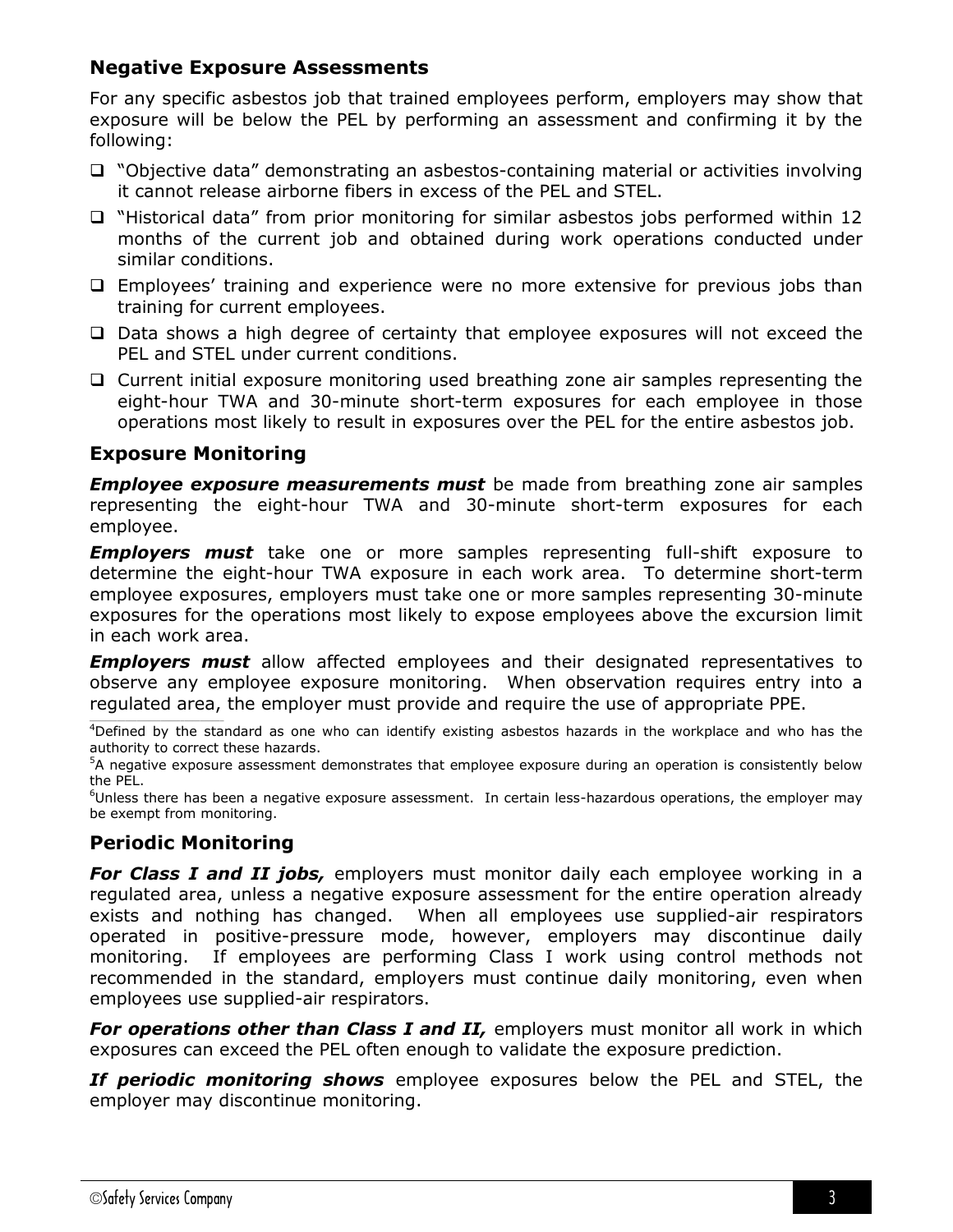## Negative Exposure Assessments

For any specific asbestos job that trained employees perform, employers may show that exposure will be below the PEL by performing an assessment and confirming it by the following:

- "Objective data" demonstrating an asbestos-containing material or activities involving it cannot release airborne fibers in excess of the PEL and STEL.
- "Historical data" from prior monitoring for similar asbestos jobs performed within 12 months of the current job and obtained during work operations conducted under similar conditions.
- Employees' training and experience were no more extensive for previous jobs than training for current employees.
- Data shows a high degree of certainty that employee exposures will not exceed the PEL and STEL under current conditions.
- Current initial exposure monitoring used breathing zone air samples representing the eight-hour TWA and 30-minute short-term exposures for each employee in those operations most likely to result in exposures over the PEL for the entire asbestos job.

## Exposure Monitoring

***Employee exposure measurements must*** be made from breathing zone air samples representing the eight-hour TWA and 30-minute short-term exposures for each employee.

***Employers must*** take one or more samples representing full-shift exposure to determine the eight-hour TWA exposure in each work area. To determine short-term employee exposures, employers must take one or more samples representing 30-minute exposures for the operations most likely to expose employees above the excursion limit in each work area.

***Employers must*** allow affected employees and their designated representatives to observe any employee exposure monitoring. When observation requires entry into a regulated area, the employer must provide and require the use of appropriate PPE.

[4]Defined by the standard as one who can identify existing asbestos hazards in the workplace and who has the authority to correct these hazards.

[5]A negative exposure assessment demonstrates that employee exposure during an operation is consistently below the PEL.

[6]Unless there has been a negative exposure assessment. In certain less-hazardous operations, the employer may be exempt from monitoring.

## Periodic Monitoring

***For Class I and II jobs,*** employers must monitor daily each employee working in a regulated area, unless a negative exposure assessment for the entire operation already exists and nothing has changed. When all employees use supplied-air respirators operated in positive-pressure mode, however, employers may discontinue daily monitoring. If employees are performing Class I work using control methods not recommended in the standard, employers must continue daily monitoring, even when employees use supplied-air respirators.

***For operations other than Class I and II,*** employers must monitor all work in which exposures can exceed the PEL often enough to validate the exposure prediction.

***If periodic monitoring shows*** employee exposures below the PEL and STEL, the employer may discontinue monitoring.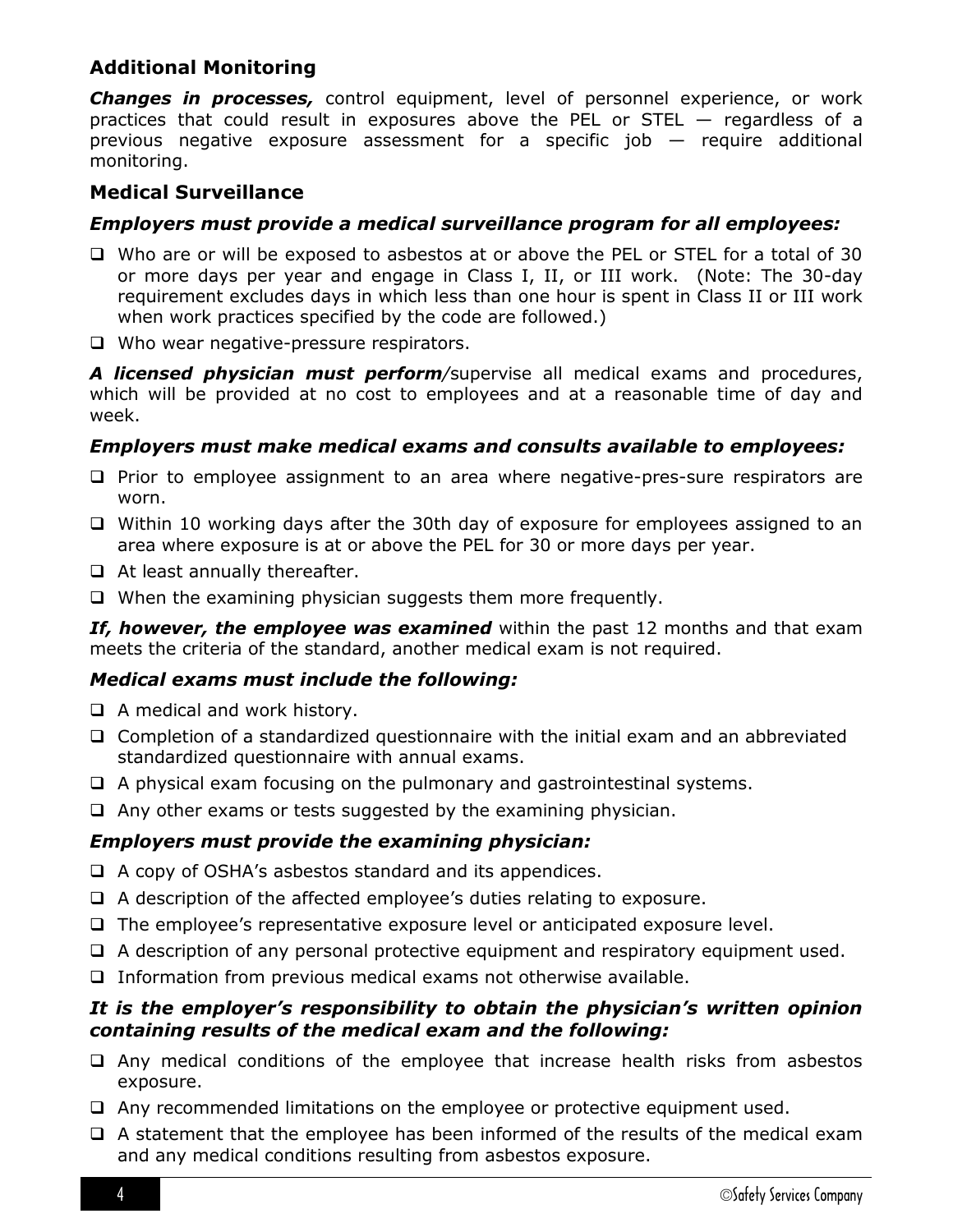### Additional Monitoring

***Changes in processes,*** control equipment, level of personnel experience, or work practices that could result in exposures above the PEL or STEL — regardless of a previous negative exposure assessment for a specific job — require additional monitoring.

### Medical Surveillance

#### *Employers must provide a medical surveillance program for all employees:*

- Who are or will be exposed to asbestos at or above the PEL or STEL for a total of 30 or more days per year and engage in Class I, II, or III work. (Note: The 30-day requirement excludes days in which less than one hour is spent in Class II or III work when work practices specified by the code are followed.)
- Who wear negative-pressure respirators.

***A licensed physician must perform****/*supervise all medical exams and procedures, which will be provided at no cost to employees and at a reasonable time of day and week.

#### *Employers must make medical exams and consults available to employees:*

- Prior to employee assignment to an area where negative-pres-sure respirators are worn.
- Within 10 working days after the 30th day of exposure for employees assigned to an area where exposure is at or above the PEL for 30 or more days per year.
- At least annually thereafter.
- When the examining physician suggests them more frequently.

***If, however, the employee was examined*** within the past 12 months and that exam meets the criteria of the standard, another medical exam is not required.

#### *Medical exams must include the following:*

- A medical and work history.
- Completion of a standardized questionnaire with the initial exam and an abbreviated standardized questionnaire with annual exams.
- A physical exam focusing on the pulmonary and gastrointestinal systems.
- Any other exams or tests suggested by the examining physician.

#### *Employers must provide the examining physician:*

- A copy of OSHA's asbestos standard and its appendices.
- A description of the affected employee's duties relating to exposure.
- The employee's representative exposure level or anticipated exposure level.
- A description of any personal protective equipment and respiratory equipment used.
- Information from previous medical exams not otherwise available.

#### *It is the employer's responsibility to obtain the physician's written opinion containing results of the medical exam and the following:*

- Any medical conditions of the employee that increase health risks from asbestos exposure.
- Any recommended limitations on the employee or protective equipment used.
- A statement that the employee has been informed of the results of the medical exam and any medical conditions resulting from asbestos exposure.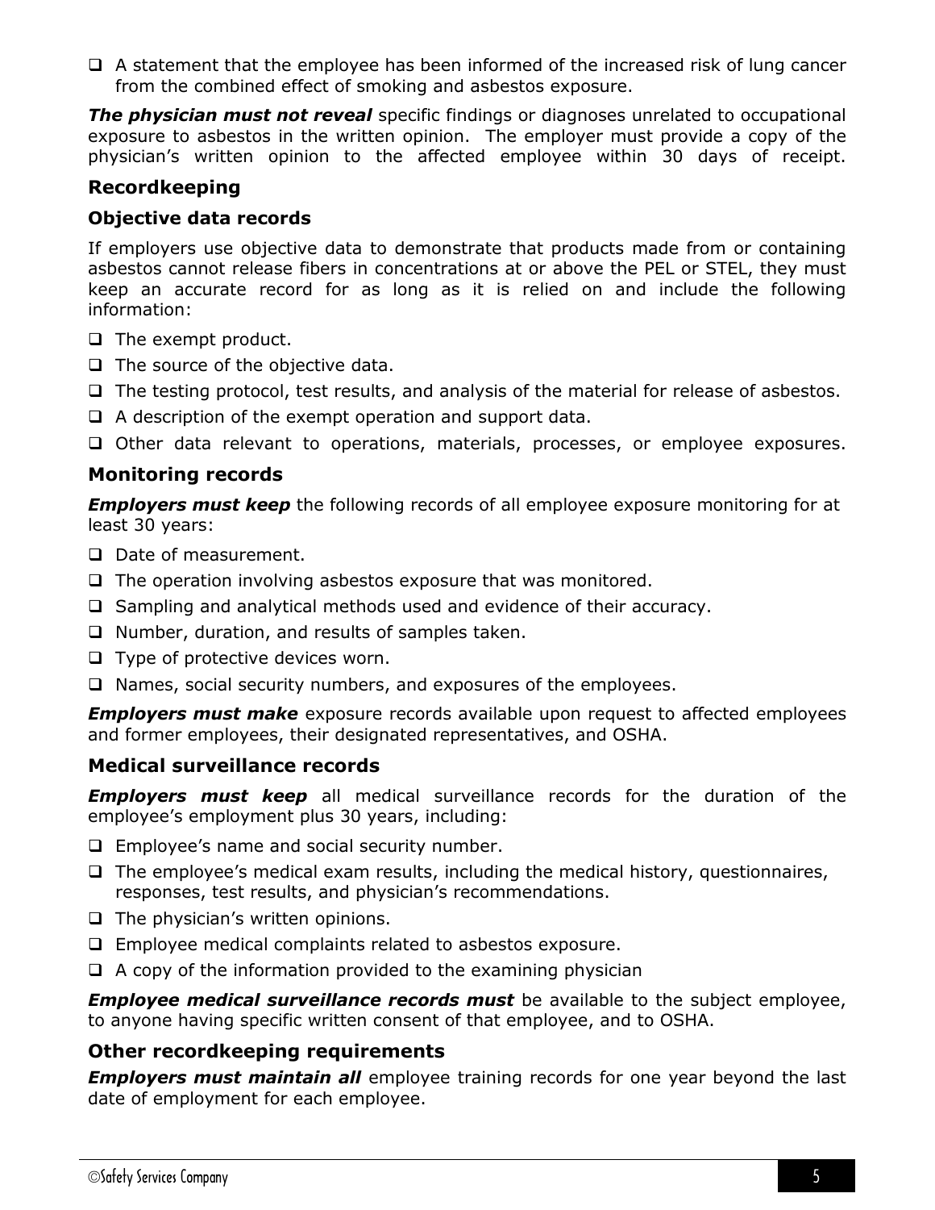- A statement that the employee has been informed of the increased risk of lung cancer from the combined effect of smoking and asbestos exposure.

***The physician must not reveal*** specific findings or diagnoses unrelated to occupational exposure to asbestos in the written opinion. The employer must provide a copy of the physician's written opinion to the affected employee within 30 days of receipt.

## Recordkeeping

### Objective data records

If employers use objective data to demonstrate that products made from or containing asbestos cannot release fibers in concentrations at or above the PEL or STEL, they must keep an accurate record for as long as it is relied on and include the following information:

- The exempt product.
- The source of the objective data.
- The testing protocol, test results, and analysis of the material for release of asbestos.
- A description of the exempt operation and support data.
- Other data relevant to operations, materials, processes, or employee exposures.

### Monitoring records

***Employers must keep*** the following records of all employee exposure monitoring for at least 30 years:

- Date of measurement.
- The operation involving asbestos exposure that was monitored.
- Sampling and analytical methods used and evidence of their accuracy.
- Number, duration, and results of samples taken.
- Type of protective devices worn.
- Names, social security numbers, and exposures of the employees.

***Employers must make*** exposure records available upon request to affected employees and former employees, their designated representatives, and OSHA.

### Medical surveillance records

***Employers must keep*** all medical surveillance records for the duration of the employee's employment plus 30 years, including:

- Employee's name and social security number.
- The employee's medical exam results, including the medical history, questionnaires, responses, test results, and physician's recommendations.
- The physician's written opinions.
- Employee medical complaints related to asbestos exposure.
- A copy of the information provided to the examining physician

***Employee medical surveillance records must*** be available to the subject employee, to anyone having specific written consent of that employee, and to OSHA.

### Other recordkeeping requirements

***Employers must maintain all*** employee training records for one year beyond the last date of employment for each employee.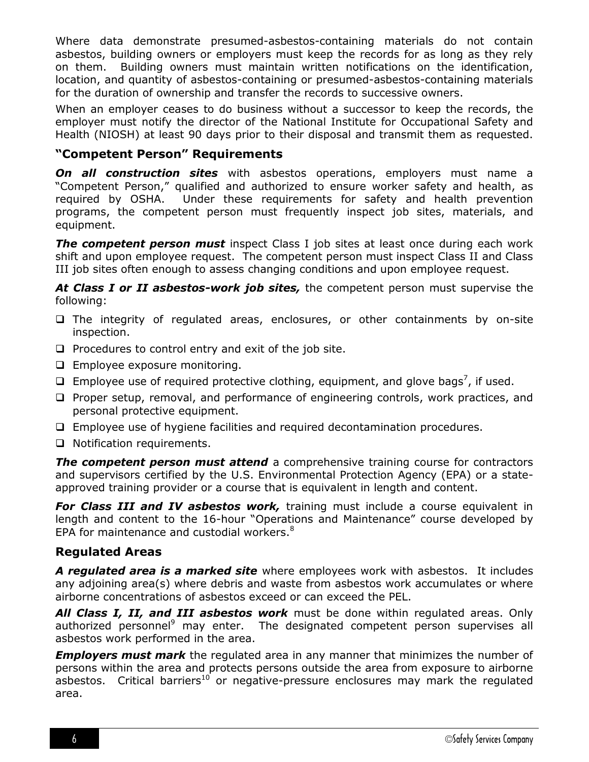Where data demonstrate presumed-asbestos-containing materials do not contain asbestos, building owners or employers must keep the records for as long as they rely on them. Building owners must maintain written notifications on the identification, location, and quantity of asbestos-containing or presumed-asbestos-containing materials for the duration of ownership and transfer the records to successive owners.

When an employer ceases to do business without a successor to keep the records, the employer must notify the director of the National Institute for Occupational Safety and Health (NIOSH) at least 90 days prior to their disposal and transmit them as requested.

## "Competent Person" Requirements

***On all construction sites*** with asbestos operations, employers must name a "Competent Person," qualified and authorized to ensure worker safety and health, as required by OSHA. Under these requirements for safety and health prevention programs, the competent person must frequently inspect job sites, materials, and equipment.

***The competent person must*** inspect Class I job sites at least once during each work shift and upon employee request. The competent person must inspect Class II and Class III job sites often enough to assess changing conditions and upon employee request.

***At Class I or II asbestos-work job sites,*** the competent person must supervise the following:

- The integrity of regulated areas, enclosures, or other containments by on-site inspection.
- Procedures to control entry and exit of the job site.
- Employee exposure monitoring.
- Employee use of required protective clothing, equipment, and glove bags[7], if used.
- Proper setup, removal, and performance of engineering controls, work practices, and personal protective equipment.
- Employee use of hygiene facilities and required decontamination procedures.
- Notification requirements.

***The competent person must attend*** a comprehensive training course for contractors and supervisors certified by the U.S. Environmental Protection Agency (EPA) or a state-approved training provider or a course that is equivalent in length and content.

***For Class III and IV asbestos work,*** training must include a course equivalent in length and content to the 16-hour "Operations and Maintenance" course developed by EPA for maintenance and custodial workers.[8]

## Regulated Areas

***A regulated area is a marked site*** where employees work with asbestos. It includes any adjoining area(s) where debris and waste from asbestos work accumulates or where airborne concentrations of asbestos exceed or can exceed the PEL.

***All Class I, II, and III asbestos work*** must be done within regulated areas. Only authorized personnel[9] may enter. The designated competent person supervises all asbestos work performed in the area.

***Employers must mark*** the regulated area in any manner that minimizes the number of persons within the area and protects persons outside the area from exposure to airborne asbestos. Critical barriers[10] or negative-pressure enclosures may mark the regulated area.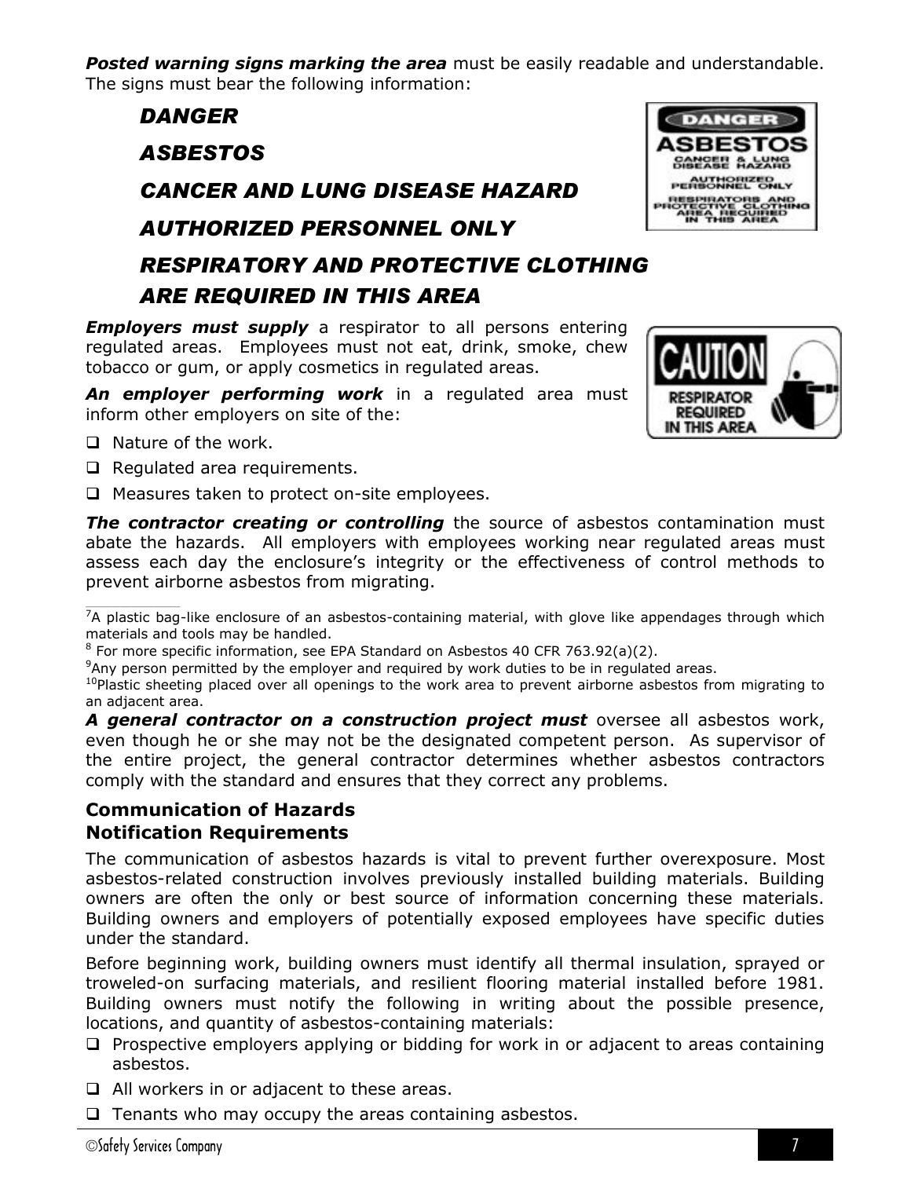***Posted warning signs marking the area*** must be easily readable and understandable. The signs must bear the following information:

***DANGER***

***ASBESTOS***

***CANCER AND LUNG DISEASE HAZARD***

***AUTHORIZED PERSONNEL ONLY***

***RESPIRATORY AND PROTECTIVE CLOTHING ARE REQUIRED IN THIS AREA***

***Employers must supply*** a respirator to all persons entering regulated areas. Employees must not eat, drink, smoke, chew tobacco or gum, or apply cosmetics in regulated areas.

***An employer performing work*** in a regulated area must inform other employers on site of the:

- ❑ Nature of the work.
- ❑ Regulated area requirements.
- ❑ Measures taken to protect on-site employees.

***The contractor creating or controlling*** the source of asbestos contamination must abate the hazards. All employers with employees working near regulated areas must assess each day the enclosure's integrity or the effectiveness of control methods to prevent airborne asbestos from migrating.

[7]A plastic bag-like enclosure of an asbestos-containing material, with glove like appendages through which materials and tools may be handled.
[8] For more specific information, see EPA Standard on Asbestos 40 CFR 763.92(a)(2).
[9]Any person permitted by the employer and required by work duties to be in regulated areas.
[10]Plastic sheeting placed over all openings to the work area to prevent airborne asbestos from migrating to an adjacent area.

***A general contractor on a construction project must*** oversee all asbestos work, even though he or she may not be the designated competent person. As supervisor of the entire project, the general contractor determines whether asbestos contractors comply with the standard and ensures that they correct any problems.

### Communication of Hazards
### Notification Requirements

The communication of asbestos hazards is vital to prevent further overexposure. Most asbestos-related construction involves previously installed building materials. Building owners are often the only or best source of information concerning these materials. Building owners and employers of potentially exposed employees have specific duties under the standard.

Before beginning work, building owners must identify all thermal insulation, sprayed or troweled-on surfacing materials, and resilient flooring material installed before 1981. Building owners must notify the following in writing about the possible presence, locations, and quantity of asbestos-containing materials:

- ❑ Prospective employers applying or bidding for work in or adjacent to areas containing asbestos.
- ❑ All workers in or adjacent to these areas.
- ❑ Tenants who may occupy the areas containing asbestos.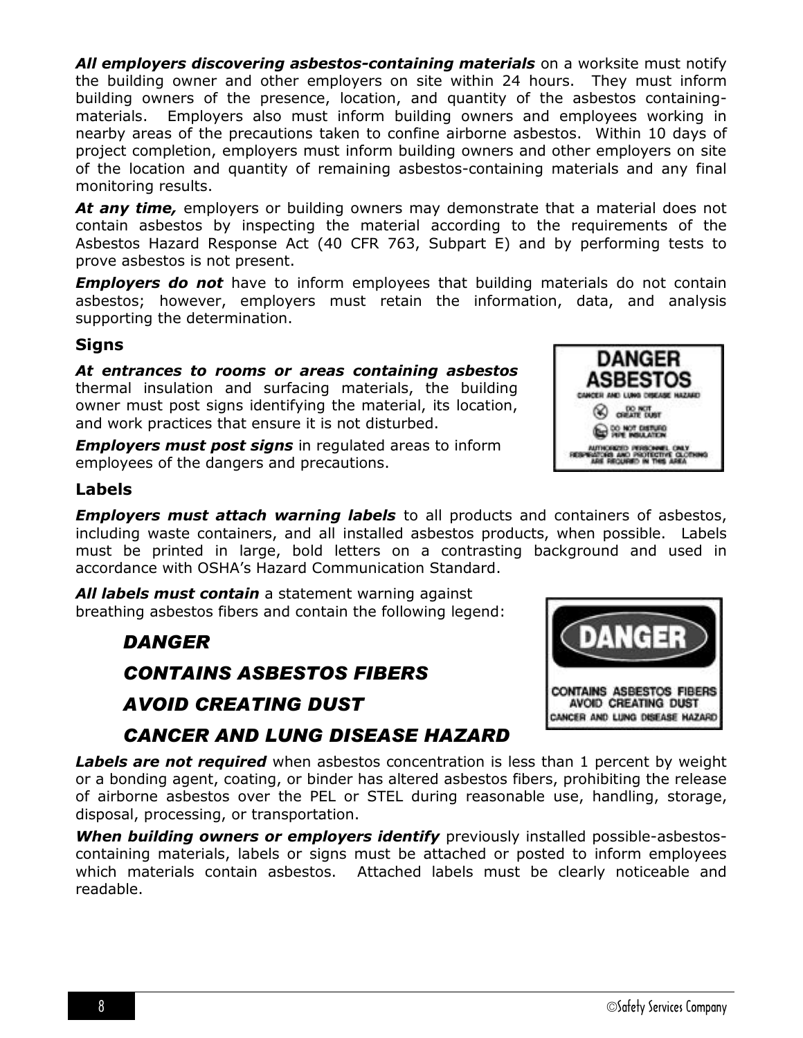***All employers discovering asbestos-containing materials*** on a worksite must notify the building owner and other employers on site within 24 hours. They must inform building owners of the presence, location, and quantity of the asbestos containing-materials. Employers also must inform building owners and employees working in nearby areas of the precautions taken to confine airborne asbestos. Within 10 days of project completion, employers must inform building owners and other employers on site of the location and quantity of remaining asbestos-containing materials and any final monitoring results.

***At any time,*** employers or building owners may demonstrate that a material does not contain asbestos by inspecting the material according to the requirements of the Asbestos Hazard Response Act (40 CFR 763, Subpart E) and by performing tests to prove asbestos is not present.

***Employers do not*** have to inform employees that building materials do not contain asbestos; however, employers must retain the information, data, and analysis supporting the determination.

### Signs

***At entrances to rooms or areas containing asbestos*** thermal insulation and surfacing materials, the building owner must post signs identifying the material, its location, and work practices that ensure it is not disturbed.

***Employers must post signs*** in regulated areas to inform employees of the dangers and precautions.

### Labels

***Employers must attach warning labels*** to all products and containers of asbestos, including waste containers, and all installed asbestos products, when possible. Labels must be printed in large, bold letters on a contrasting background and used in accordance with OSHA's Hazard Communication Standard.

***All labels must contain*** a statement warning against breathing asbestos fibers and contain the following legend:

> ***DANGER***
>
> ***CONTAINS ASBESTOS FIBERS***
>
> ***AVOID CREATING DUST***
>
> ***CANCER AND LUNG DISEASE HAZARD***

***Labels are not required*** when asbestos concentration is less than 1 percent by weight or a bonding agent, coating, or binder has altered asbestos fibers, prohibiting the release of airborne asbestos over the PEL or STEL during reasonable use, handling, storage, disposal, processing, or transportation.

***When building owners or employers identify*** previously installed possible-asbestos-containing materials, labels or signs must be attached or posted to inform employees which materials contain asbestos. Attached labels must be clearly noticeable and readable.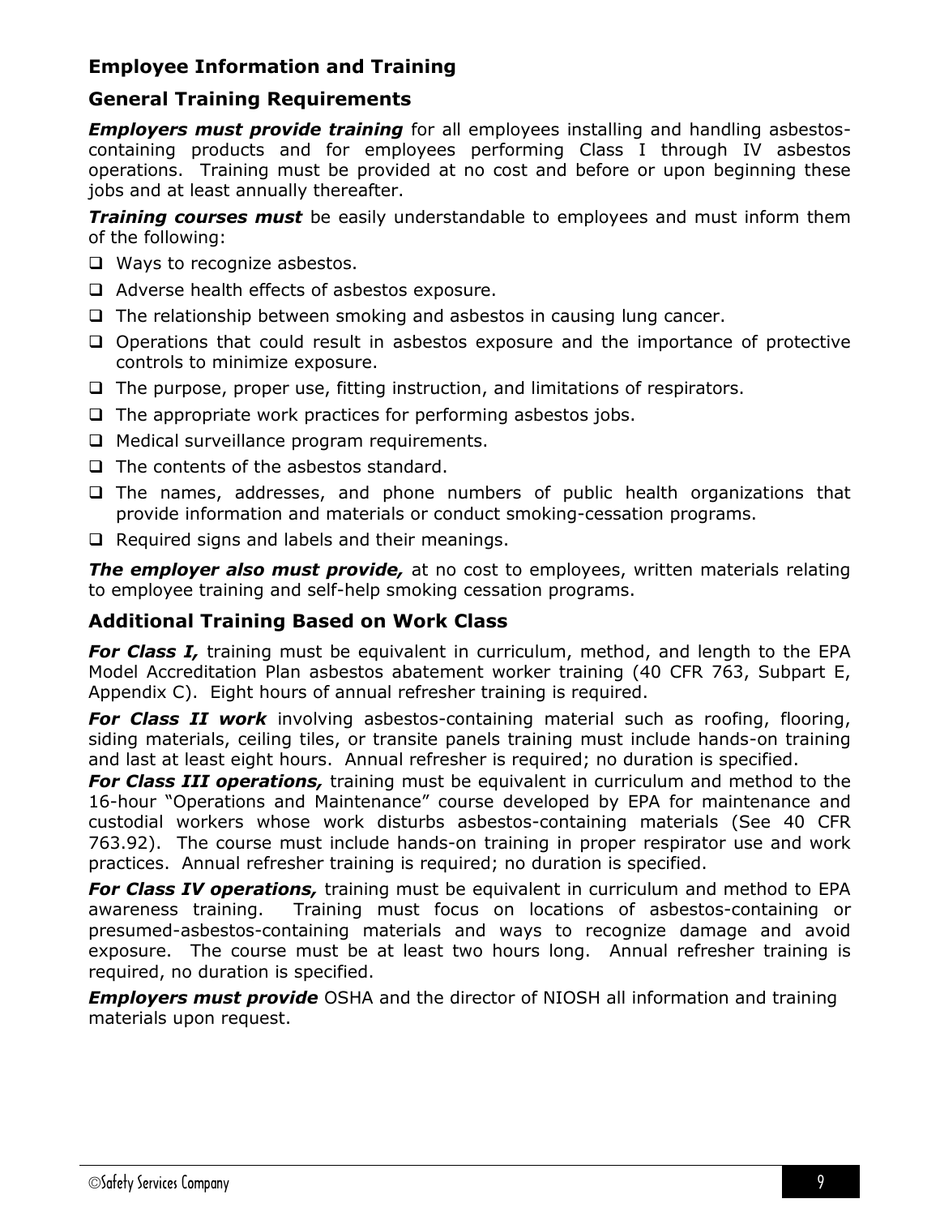## Employee Information and Training

### General Training Requirements

***Employers must provide training*** for all employees installing and handling asbestos-containing products and for employees performing Class I through IV asbestos operations. Training must be provided at no cost and before or upon beginning these jobs and at least annually thereafter.

***Training courses must*** be easily understandable to employees and must inform them of the following:

- Ways to recognize asbestos.
- Adverse health effects of asbestos exposure.
- The relationship between smoking and asbestos in causing lung cancer.
- Operations that could result in asbestos exposure and the importance of protective controls to minimize exposure.
- The purpose, proper use, fitting instruction, and limitations of respirators.
- The appropriate work practices for performing asbestos jobs.
- Medical surveillance program requirements.
- The contents of the asbestos standard.
- The names, addresses, and phone numbers of public health organizations that provide information and materials or conduct smoking-cessation programs.
- Required signs and labels and their meanings.

***The employer also must provide,*** at no cost to employees, written materials relating to employee training and self-help smoking cessation programs.

### Additional Training Based on Work Class

***For Class I,*** training must be equivalent in curriculum, method, and length to the EPA Model Accreditation Plan asbestos abatement worker training (40 CFR 763, Subpart E, Appendix C). Eight hours of annual refresher training is required.

***For Class II work*** involving asbestos-containing material such as roofing, flooring, siding materials, ceiling tiles, or transite panels training must include hands-on training and last at least eight hours. Annual refresher is required; no duration is specified.

***For Class III operations,*** training must be equivalent in curriculum and method to the 16-hour "Operations and Maintenance" course developed by EPA for maintenance and custodial workers whose work disturbs asbestos-containing materials (See 40 CFR 763.92). The course must include hands-on training in proper respirator use and work practices. Annual refresher training is required; no duration is specified.

***For Class IV operations,*** training must be equivalent in curriculum and method to EPA awareness training. Training must focus on locations of asbestos-containing or presumed-asbestos-containing materials and ways to recognize damage and avoid exposure. The course must be at least two hours long. Annual refresher training is required, no duration is specified.

***Employers must provide*** OSHA and the director of NIOSH all information and training materials upon request.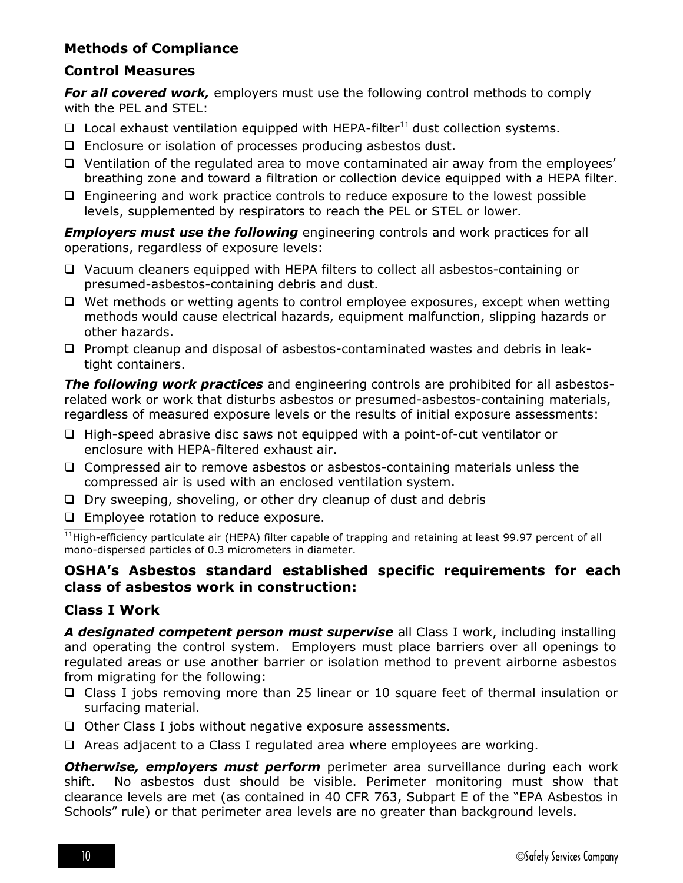## Methods of Compliance

### Control Measures

***For all covered work,*** employers must use the following control methods to comply with the PEL and STEL:

- Local exhaust ventilation equipped with HEPA-filter[11] dust collection systems.
- Enclosure or isolation of processes producing asbestos dust.
- Ventilation of the regulated area to move contaminated air away from the employees' breathing zone and toward a filtration or collection device equipped with a HEPA filter.
- Engineering and work practice controls to reduce exposure to the lowest possible levels, supplemented by respirators to reach the PEL or STEL or lower.

***Employers must use the following*** engineering controls and work practices for all operations, regardless of exposure levels:

- Vacuum cleaners equipped with HEPA filters to collect all asbestos-containing or presumed-asbestos-containing debris and dust.
- Wet methods or wetting agents to control employee exposures, except when wetting methods would cause electrical hazards, equipment malfunction, slipping hazards or other hazards.
- Prompt cleanup and disposal of asbestos-contaminated wastes and debris in leak-tight containers.

***The following work practices*** and engineering controls are prohibited for all asbestos-related work or work that disturbs asbestos or presumed-asbestos-containing materials, regardless of measured exposure levels or the results of initial exposure assessments:

- High-speed abrasive disc saws not equipped with a point-of-cut ventilator or enclosure with HEPA-filtered exhaust air.
- Compressed air to remove asbestos or asbestos-containing materials unless the compressed air is used with an enclosed ventilation system.
- Dry sweeping, shoveling, or other dry cleanup of dust and debris
- Employee rotation to reduce exposure.

[11]High-efficiency particulate air (HEPA) filter capable of trapping and retaining at least 99.97 percent of all mono-dispersed particles of 0.3 micrometers in diameter.

### OSHA's Asbestos standard established specific requirements for each class of asbestos work in construction:

### Class I Work

***A designated competent person must supervise*** all Class I work, including installing and operating the control system. Employers must place barriers over all openings to regulated areas or use another barrier or isolation method to prevent airborne asbestos from migrating for the following:

- Class I jobs removing more than 25 linear or 10 square feet of thermal insulation or surfacing material.
- Other Class I jobs without negative exposure assessments.
- Areas adjacent to a Class I regulated area where employees are working.

***Otherwise, employers must perform*** perimeter area surveillance during each work shift. No asbestos dust should be visible. Perimeter monitoring must show that clearance levels are met (as contained in 40 CFR 763, Subpart E of the "EPA Asbestos in Schools" rule) or that perimeter area levels are no greater than background levels.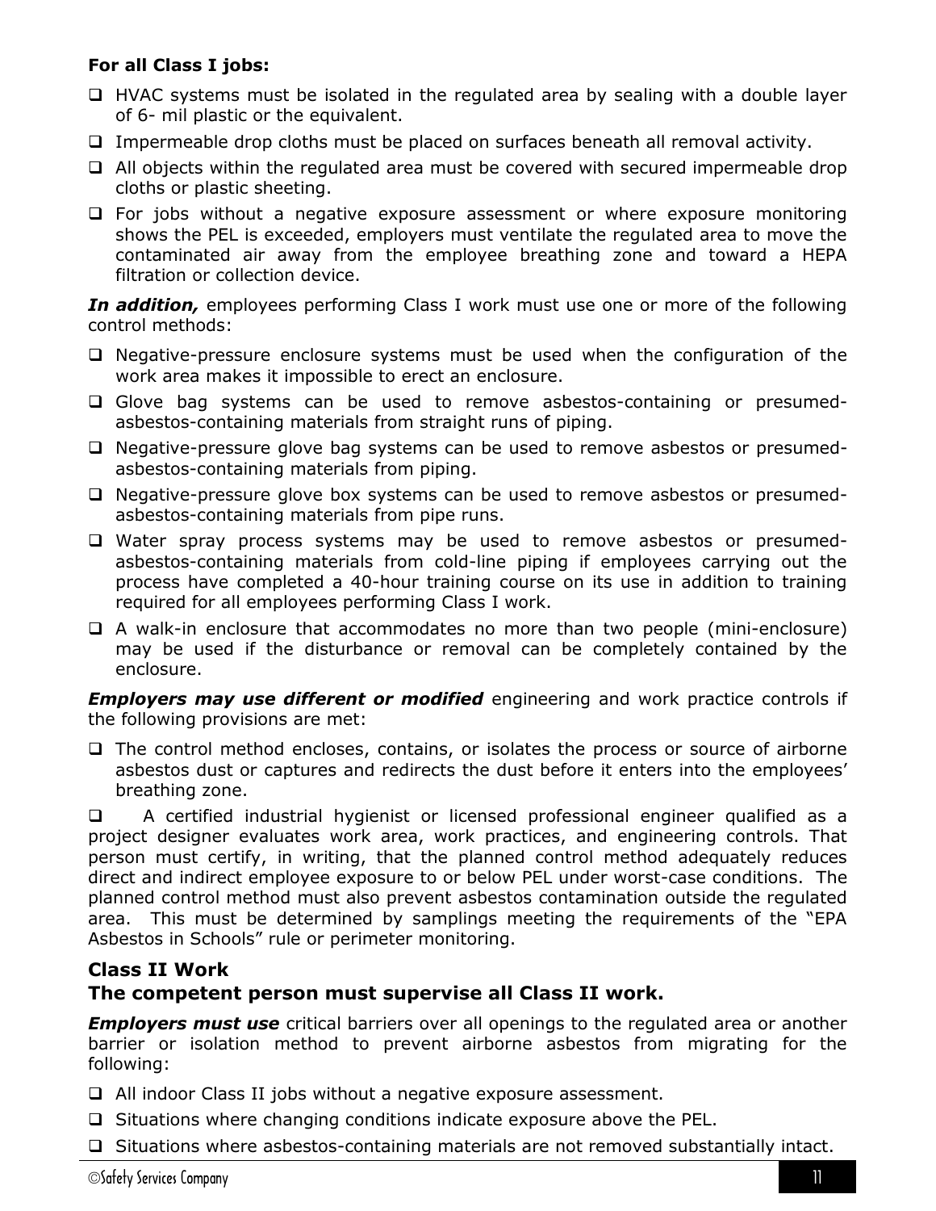**For all Class I jobs:**

- HVAC systems must be isolated in the regulated area by sealing with a double layer of 6- mil plastic or the equivalent.
- Impermeable drop cloths must be placed on surfaces beneath all removal activity.
- All objects within the regulated area must be covered with secured impermeable drop cloths or plastic sheeting.
- For jobs without a negative exposure assessment or where exposure monitoring shows the PEL is exceeded, employers must ventilate the regulated area to move the contaminated air away from the employee breathing zone and toward a HEPA filtration or collection device.

***In addition,*** employees performing Class I work must use one or more of the following control methods:

- Negative-pressure enclosure systems must be used when the configuration of the work area makes it impossible to erect an enclosure.
- Glove bag systems can be used to remove asbestos-containing or presumed-asbestos-containing materials from straight runs of piping.
- Negative-pressure glove bag systems can be used to remove asbestos or presumed-asbestos-containing materials from piping.
- Negative-pressure glove box systems can be used to remove asbestos or presumed-asbestos-containing materials from pipe runs.
- Water spray process systems may be used to remove asbestos or presumed-asbestos-containing materials from cold-line piping if employees carrying out the process have completed a 40-hour training course on its use in addition to training required for all employees performing Class I work.
- A walk-in enclosure that accommodates no more than two people (mini-enclosure) may be used if the disturbance or removal can be completely contained by the enclosure.

***Employers may use different or modified*** engineering and work practice controls if the following provisions are met:

- The control method encloses, contains, or isolates the process or source of airborne asbestos dust or captures and redirects the dust before it enters into the employees' breathing zone.
- A certified industrial hygienist or licensed professional engineer qualified as a project designer evaluates work area, work practices, and engineering controls. That person must certify, in writing, that the planned control method adequately reduces direct and indirect employee exposure to or below PEL under worst-case conditions. The planned control method must also prevent asbestos contamination outside the regulated area. This must be determined by samplings meeting the requirements of the "EPA Asbestos in Schools" rule or perimeter monitoring.

### Class II Work

### The competent person must supervise all Class II work.

***Employers must use*** critical barriers over all openings to the regulated area or another barrier or isolation method to prevent airborne asbestos from migrating for the following:

- All indoor Class II jobs without a negative exposure assessment.
- Situations where changing conditions indicate exposure above the PEL.
- Situations where asbestos-containing materials are not removed substantially intact.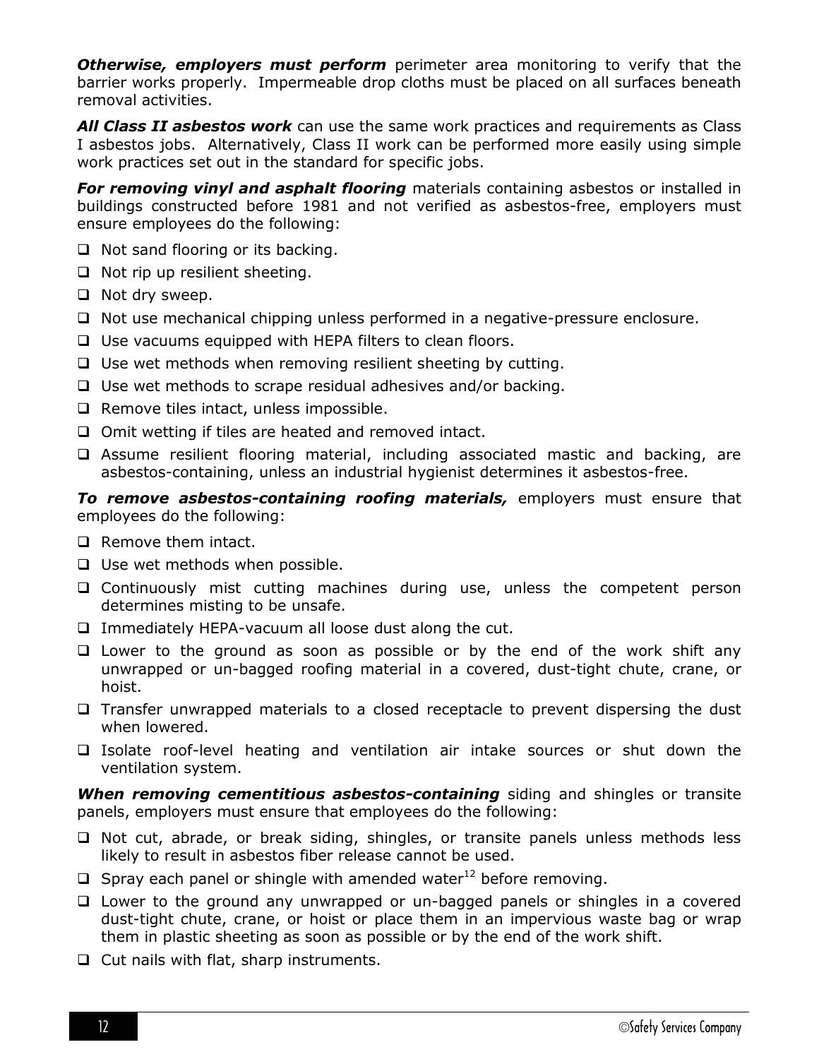***Otherwise, employers must perform*** perimeter area monitoring to verify that the barrier works properly. Impermeable drop cloths must be placed on all surfaces beneath removal activities.

***All Class II asbestos work*** can use the same work practices and requirements as Class I asbestos jobs. Alternatively, Class II work can be performed more easily using simple work practices set out in the standard for specific jobs.

***For removing vinyl and asphalt flooring*** materials containing asbestos or installed in buildings constructed before 1981 and not verified as asbestos-free, employers must ensure employees do the following:

- ❑ Not sand flooring or its backing.
- ❑ Not rip up resilient sheeting.
- ❑ Not dry sweep.
- ❑ Not use mechanical chipping unless performed in a negative-pressure enclosure.
- ❑ Use vacuums equipped with HEPA filters to clean floors.
- ❑ Use wet methods when removing resilient sheeting by cutting.
- ❑ Use wet methods to scrape residual adhesives and/or backing.
- ❑ Remove tiles intact, unless impossible.
- ❑ Omit wetting if tiles are heated and removed intact.
- ❑ Assume resilient flooring material, including associated mastic and backing, are asbestos-containing, unless an industrial hygienist determines it asbestos-free.

***To remove asbestos-containing roofing materials,*** employers must ensure that employees do the following:

- ❑ Remove them intact.
- ❑ Use wet methods when possible.
- ❑ Continuously mist cutting machines during use, unless the competent person determines misting to be unsafe.
- ❑ Immediately HEPA-vacuum all loose dust along the cut.
- ❑ Lower to the ground as soon as possible or by the end of the work shift any unwrapped or un-bagged roofing material in a covered, dust-tight chute, crane, or hoist.
- ❑ Transfer unwrapped materials to a closed receptacle to prevent dispersing the dust when lowered.
- ❑ Isolate roof-level heating and ventilation air intake sources or shut down the ventilation system.

***When removing cementitious asbestos-containing*** siding and shingles or transite panels, employers must ensure that employees do the following:

- ❑ Not cut, abrade, or break siding, shingles, or transite panels unless methods less likely to result in asbestos fiber release cannot be used.
- ❑ Spray each panel or shingle with amended water[12] before removing.
- ❑ Lower to the ground any unwrapped or un-bagged panels or shingles in a covered dust-tight chute, crane, or hoist or place them in an impervious waste bag or wrap them in plastic sheeting as soon as possible or by the end of the work shift.
- ❑ Cut nails with flat, sharp instruments.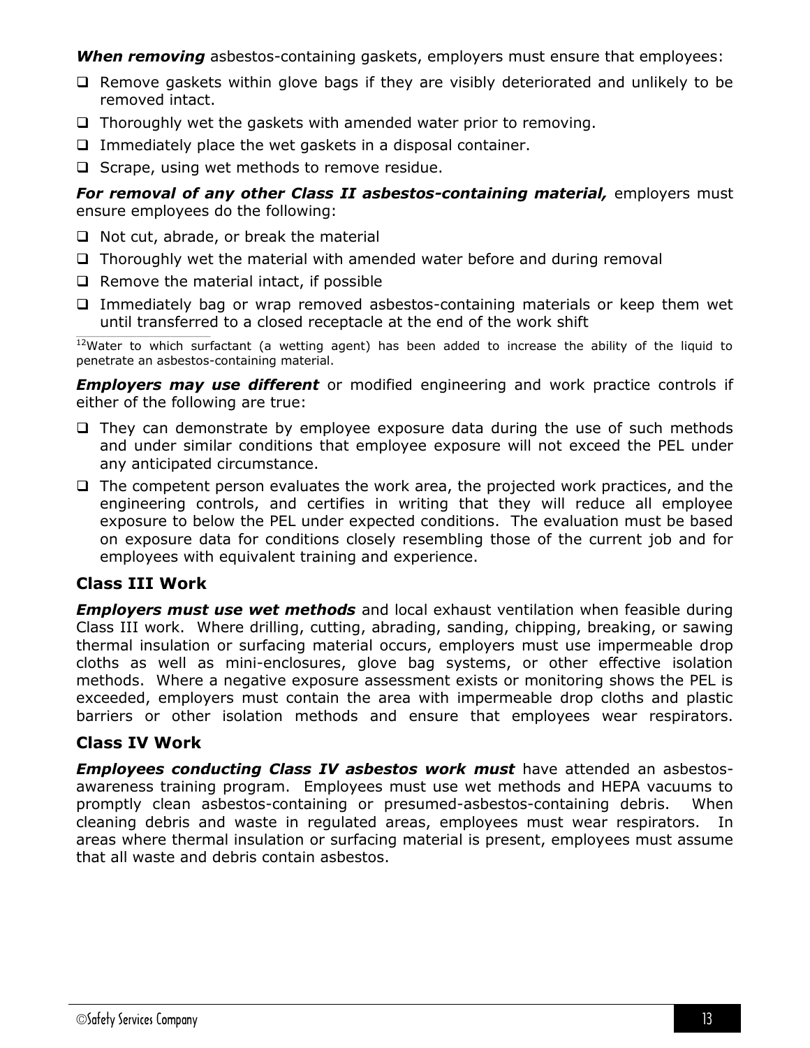***When removing*** asbestos-containing gaskets, employers must ensure that employees:

- ❑ Remove gaskets within glove bags if they are visibly deteriorated and unlikely to be removed intact.
- ❑ Thoroughly wet the gaskets with amended water prior to removing.
- ❑ Immediately place the wet gaskets in a disposal container.
- ❑ Scrape, using wet methods to remove residue.

***For removal of any other Class II asbestos-containing material,*** employers must ensure employees do the following:

- ❑ Not cut, abrade, or break the material
- ❑ Thoroughly wet the material with amended water before and during removal
- ❑ Remove the material intact, if possible
- ❑ Immediately bag or wrap removed asbestos-containing materials or keep them wet until transferred to a closed receptacle at the end of the work shift

[12]Water to which surfactant (a wetting agent) has been added to increase the ability of the liquid to penetrate an asbestos-containing material.

***Employers may use different*** or modified engineering and work practice controls if either of the following are true:

- ❑ They can demonstrate by employee exposure data during the use of such methods and under similar conditions that employee exposure will not exceed the PEL under any anticipated circumstance.
- ❑ The competent person evaluates the work area, the projected work practices, and the engineering controls, and certifies in writing that they will reduce all employee exposure to below the PEL under expected conditions. The evaluation must be based on exposure data for conditions closely resembling those of the current job and for employees with equivalent training and experience.

## Class III Work

***Employers must use wet methods*** and local exhaust ventilation when feasible during Class III work. Where drilling, cutting, abrading, sanding, chipping, breaking, or sawing thermal insulation or surfacing material occurs, employers must use impermeable drop cloths as well as mini-enclosures, glove bag systems, or other effective isolation methods. Where a negative exposure assessment exists or monitoring shows the PEL is exceeded, employers must contain the area with impermeable drop cloths and plastic barriers or other isolation methods and ensure that employees wear respirators.

## Class IV Work

***Employees conducting Class IV asbestos work must*** have attended an asbestos-awareness training program. Employees must use wet methods and HEPA vacuums to promptly clean asbestos-containing or presumed-asbestos-containing debris. When cleaning debris and waste in regulated areas, employees must wear respirators. In areas where thermal insulation or surfacing material is present, employees must assume that all waste and debris contain asbestos.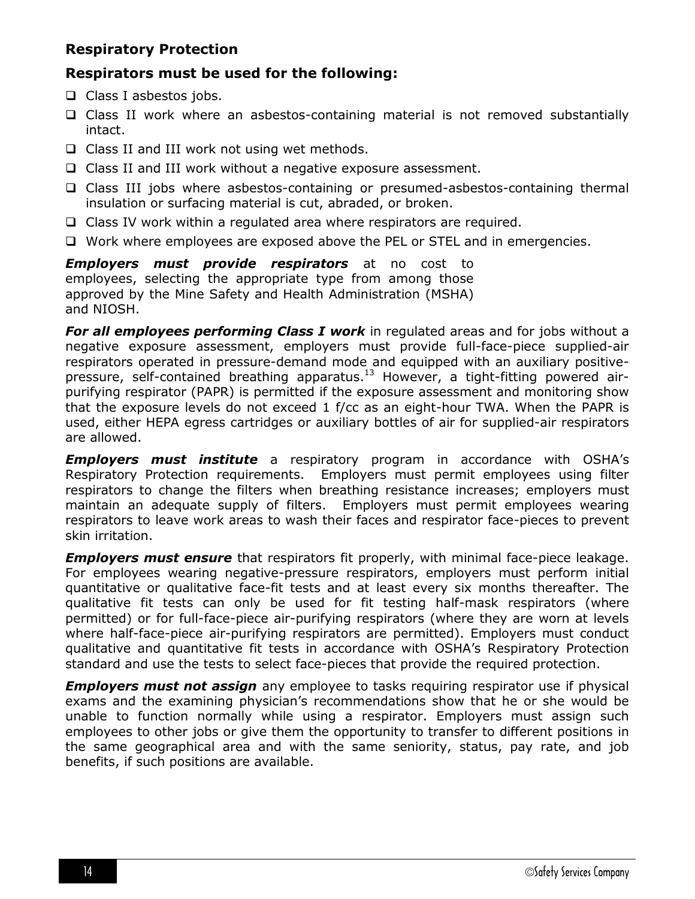### Respiratory Protection

### Respirators must be used for the following:

- Class I asbestos jobs.
- Class II work where an asbestos-containing material is not removed substantially intact.
- Class II and III work not using wet methods.
- Class II and III work without a negative exposure assessment.
- Class III jobs where asbestos-containing or presumed-asbestos-containing thermal insulation or surfacing material is cut, abraded, or broken.
- Class IV work within a regulated area where respirators are required.
- Work where employees are exposed above the PEL or STEL and in emergencies.

***Employers must provide respirators*** at no cost to employees, selecting the appropriate type from among those approved by the Mine Safety and Health Administration (MSHA) and NIOSH.

***For all employees performing Class I work*** in regulated areas and for jobs without a negative exposure assessment, employers must provide full-face-piece supplied-air respirators operated in pressure-demand mode and equipped with an auxiliary positive-pressure, self-contained breathing apparatus.[13] However, a tight-fitting powered air-purifying respirator (PAPR) is permitted if the exposure assessment and monitoring show that the exposure levels do not exceed 1 f/cc as an eight-hour TWA. When the PAPR is used, either HEPA egress cartridges or auxiliary bottles of air for supplied-air respirators are allowed.

***Employers must institute*** a respiratory program in accordance with OSHA's Respiratory Protection requirements. Employers must permit employees using filter respirators to change the filters when breathing resistance increases; employers must maintain an adequate supply of filters. Employers must permit employees wearing respirators to leave work areas to wash their faces and respirator face-pieces to prevent skin irritation.

***Employers must ensure*** that respirators fit properly, with minimal face-piece leakage. For employees wearing negative-pressure respirators, employers must perform initial quantitative or qualitative face-fit tests and at least every six months thereafter. The qualitative fit tests can only be used for fit testing half-mask respirators (where permitted) or for full-face-piece air-purifying respirators (where they are worn at levels where half-face-piece air-purifying respirators are permitted). Employers must conduct qualitative and quantitative fit tests in accordance with OSHA's Respiratory Protection standard and use the tests to select face-pieces that provide the required protection.

***Employers must not assign*** any employee to tasks requiring respirator use if physical exams and the examining physician's recommendations show that he or she would be unable to function normally while using a respirator. Employers must assign such employees to other jobs or give them the opportunity to transfer to different positions in the same geographical area and with the same seniority, status, pay rate, and job benefits, if such positions are available.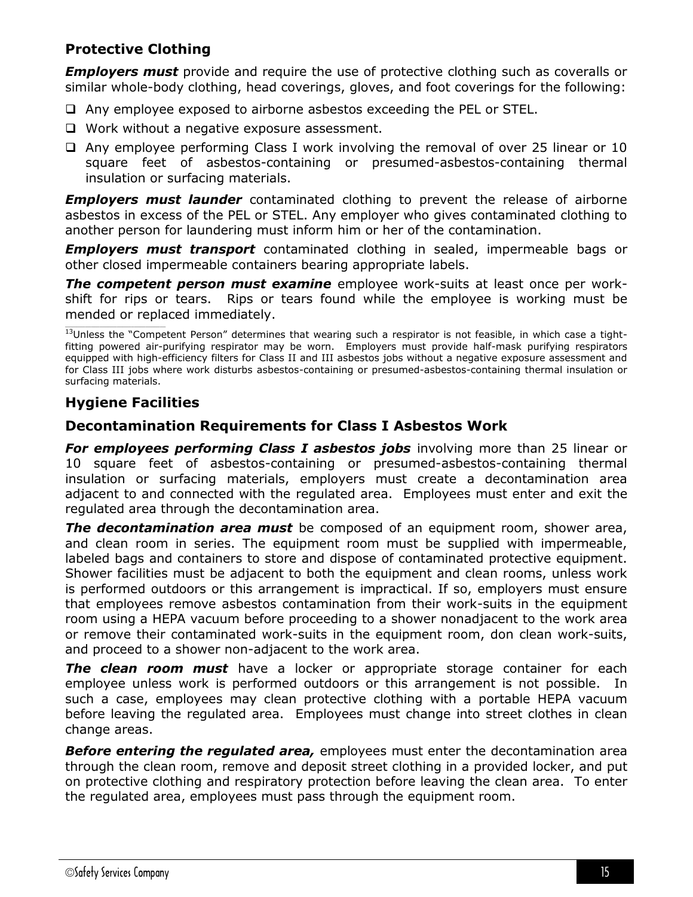## Protective Clothing

***Employers must*** provide and require the use of protective clothing such as coveralls or similar whole-body clothing, head coverings, gloves, and foot coverings for the following:

- Any employee exposed to airborne asbestos exceeding the PEL or STEL.
- Work without a negative exposure assessment.
- Any employee performing Class I work involving the removal of over 25 linear or 10 square feet of asbestos-containing or presumed-asbestos-containing thermal insulation or surfacing materials.

***Employers must launder*** contaminated clothing to prevent the release of airborne asbestos in excess of the PEL or STEL. Any employer who gives contaminated clothing to another person for laundering must inform him or her of the contamination.

***Employers must transport*** contaminated clothing in sealed, impermeable bags or other closed impermeable containers bearing appropriate labels.

***The competent person must examine*** employee work-suits at least once per work-shift for rips or tears. Rips or tears found while the employee is working must be mended or replaced immediately.

[13]Unless the "Competent Person" determines that wearing such a respirator is not feasible, in which case a tight-fitting powered air-purifying respirator may be worn. Employers must provide half-mask purifying respirators equipped with high-efficiency filters for Class II and III asbestos jobs without a negative exposure assessment and for Class III jobs where work disturbs asbestos-containing or presumed-asbestos-containing thermal insulation or surfacing materials.

## Hygiene Facilities

### Decontamination Requirements for Class I Asbestos Work

***For employees performing Class I asbestos jobs*** involving more than 25 linear or 10 square feet of asbestos-containing or presumed-asbestos-containing thermal insulation or surfacing materials, employers must create a decontamination area adjacent to and connected with the regulated area. Employees must enter and exit the regulated area through the decontamination area.

***The decontamination area must*** be composed of an equipment room, shower area, and clean room in series. The equipment room must be supplied with impermeable, labeled bags and containers to store and dispose of contaminated protective equipment. Shower facilities must be adjacent to both the equipment and clean rooms, unless work is performed outdoors or this arrangement is impractical. If so, employers must ensure that employees remove asbestos contamination from their work-suits in the equipment room using a HEPA vacuum before proceeding to a shower nonadjacent to the work area or remove their contaminated work-suits in the equipment room, don clean work-suits, and proceed to a shower non-adjacent to the work area.

***The clean room must*** have a locker or appropriate storage container for each employee unless work is performed outdoors or this arrangement is not possible. In such a case, employees may clean protective clothing with a portable HEPA vacuum before leaving the regulated area. Employees must change into street clothes in clean change areas.

***Before entering the regulated area,*** employees must enter the decontamination area through the clean room, remove and deposit street clothing in a provided locker, and put on protective clothing and respiratory protection before leaving the clean area. To enter the regulated area, employees must pass through the equipment room.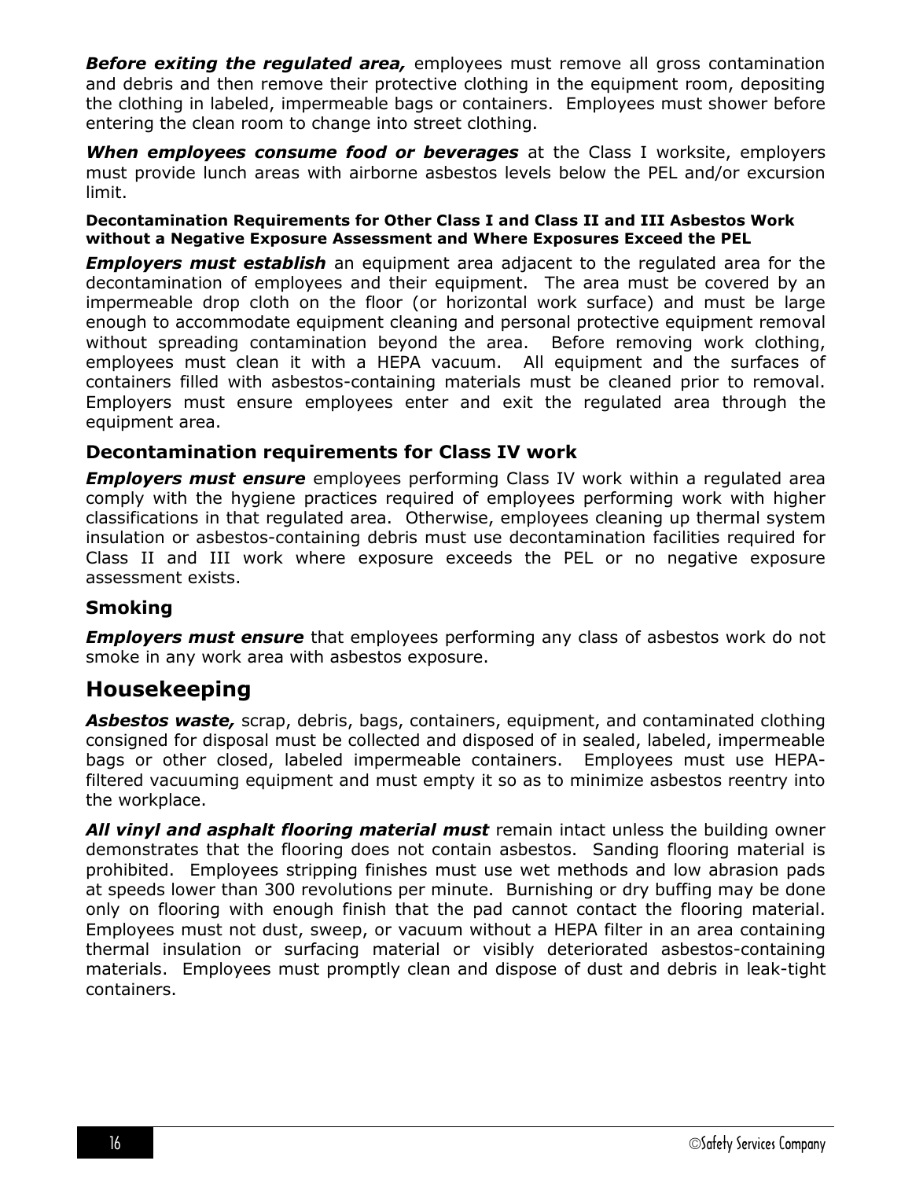***Before exiting the regulated area,*** employees must remove all gross contamination and debris and then remove their protective clothing in the equipment room, depositing the clothing in labeled, impermeable bags or containers. Employees must shower before entering the clean room to change into street clothing.

***When employees consume food or beverages*** at the Class I worksite, employers must provide lunch areas with airborne asbestos levels below the PEL and/or excursion limit.

#### Decontamination Requirements for Other Class I and Class II and III Asbestos Work without a Negative Exposure Assessment and Where Exposures Exceed the PEL

***Employers must establish*** an equipment area adjacent to the regulated area for the decontamination of employees and their equipment. The area must be covered by an impermeable drop cloth on the floor (or horizontal work surface) and must be large enough to accommodate equipment cleaning and personal protective equipment removal without spreading contamination beyond the area. Before removing work clothing, employees must clean it with a HEPA vacuum. All equipment and the surfaces of containers filled with asbestos-containing materials must be cleaned prior to removal. Employers must ensure employees enter and exit the regulated area through the equipment area.

### Decontamination requirements for Class IV work

***Employers must ensure*** employees performing Class IV work within a regulated area comply with the hygiene practices required of employees performing work with higher classifications in that regulated area. Otherwise, employees cleaning up thermal system insulation or asbestos-containing debris must use decontamination facilities required for Class II and III work where exposure exceeds the PEL or no negative exposure assessment exists.

### Smoking

***Employers must ensure*** that employees performing any class of asbestos work do not smoke in any work area with asbestos exposure.

## Housekeeping

***Asbestos waste,*** scrap, debris, bags, containers, equipment, and contaminated clothing consigned for disposal must be collected and disposed of in sealed, labeled, impermeable bags or other closed, labeled impermeable containers. Employees must use HEPA-filtered vacuuming equipment and must empty it so as to minimize asbestos reentry into the workplace.

***All vinyl and asphalt flooring material must*** remain intact unless the building owner demonstrates that the flooring does not contain asbestos. Sanding flooring material is prohibited. Employees stripping finishes must use wet methods and low abrasion pads at speeds lower than 300 revolutions per minute. Burnishing or dry buffing may be done only on flooring with enough finish that the pad cannot contact the flooring material. Employees must not dust, sweep, or vacuum without a HEPA filter in an area containing thermal insulation or surfacing material or visibly deteriorated asbestos-containing materials. Employees must promptly clean and dispose of dust and debris in leak-tight containers.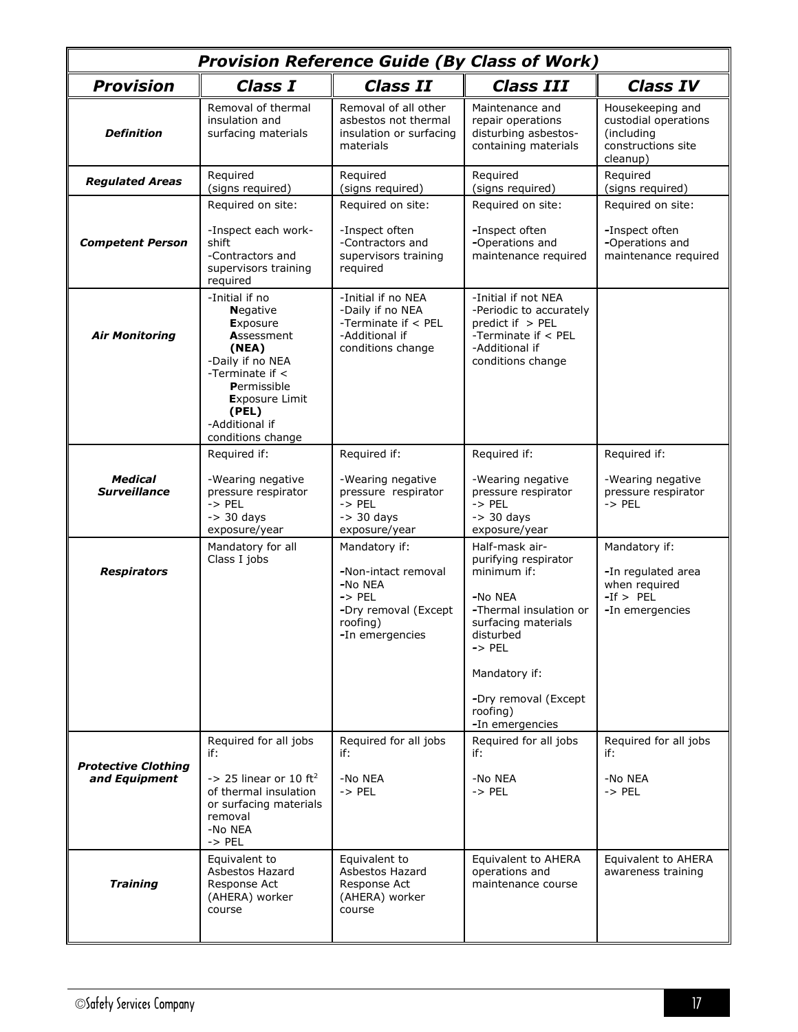| ***Provision Reference Guide (By Class of Work)*** | | | | |
|---|---|---|---|---|
| ***Provision*** | ***Class I*** | ***Class II*** | ***Class III*** | ***Class IV*** |
| ***Definition*** | Removal of thermal insulation and surfacing materials | Removal of all other asbestos not thermal insulation or surfacing materials | Maintenance and repair operations disturbing asbestos-containing materials | Housekeeping and custodial operations (including constructions site cleanup) |
| ***Regulated Areas*** | Required (signs required) | Required (signs required) | Required (signs required) | Required (signs required) |
| ***Competent Person*** | Required on site:<br><br>-Inspect each work-shift<br>-Contractors and supervisors training required | Required on site:<br><br>-Inspect often<br>-Contractors and supervisors training required | Required on site:<br><br>-Inspect often<br>-Operations and maintenance required | Required on site:<br><br>-Inspect often<br>-Operations and maintenance required |
| ***Air Monitoring*** | -Initial if no **N**egative **E**xposure **A**ssessment **(NEA)**<br>-Daily if no NEA<br>-Terminate if < **P**ermissible **E**xposure Limit **(PEL)**<br>-Additional if conditions change | -Initial if no NEA<br>-Daily if no NEA<br>-Terminate if < PEL<br>-Additional if conditions change | -Initial if not NEA<br>-Periodic to accurately predict if > PEL<br>-Terminate if < PEL<br>-Additional if conditions change | |
| ***Medical Surveillance*** | Required if:<br><br>-Wearing negative pressure respirator<br>-> PEL<br>-> 30 days exposure/year | Required if:<br><br>-Wearing negative pressure respirator<br>-> PEL<br>-> 30 days exposure/year | Required if:<br><br>-Wearing negative pressure respirator<br>-> PEL<br>-> 30 days exposure/year | Required if:<br><br>-Wearing negative pressure respirator<br>-> PEL |
| ***Respirators*** | Mandatory for all Class I jobs | Mandatory if:<br><br>-Non-intact removal<br>-No NEA<br>-> PEL<br>-Dry removal (Except roofing)<br>-In emergencies | Half-mask air-purifying respirator minimum if:<br><br>-No NEA<br>-Thermal insulation or surfacing materials disturbed<br>-> PEL<br><br>Mandatory if:<br><br>-Dry removal (Except roofing)<br>-In emergencies | Mandatory if:<br><br>-In regulated area when required<br>-If > PEL<br>-In emergencies |
| ***Protective Clothing and Equipment*** | Required for all jobs if:<br><br>-> 25 linear or 10 ft$^2$ of thermal insulation or surfacing materials removal<br>-No NEA<br>-> PEL | Required for all jobs if:<br><br>-No NEA<br>-> PEL | Required for all jobs if:<br><br>-No NEA<br>-> PEL | Required for all jobs if:<br><br>-No NEA<br>-> PEL |
| ***Training*** | Equivalent to Asbestos Hazard Response Act (AHERA) worker course | Equivalent to Asbestos Hazard Response Act (AHERA) worker course | Equivalent to AHERA operations and maintenance course | Equivalent to AHERA awareness training |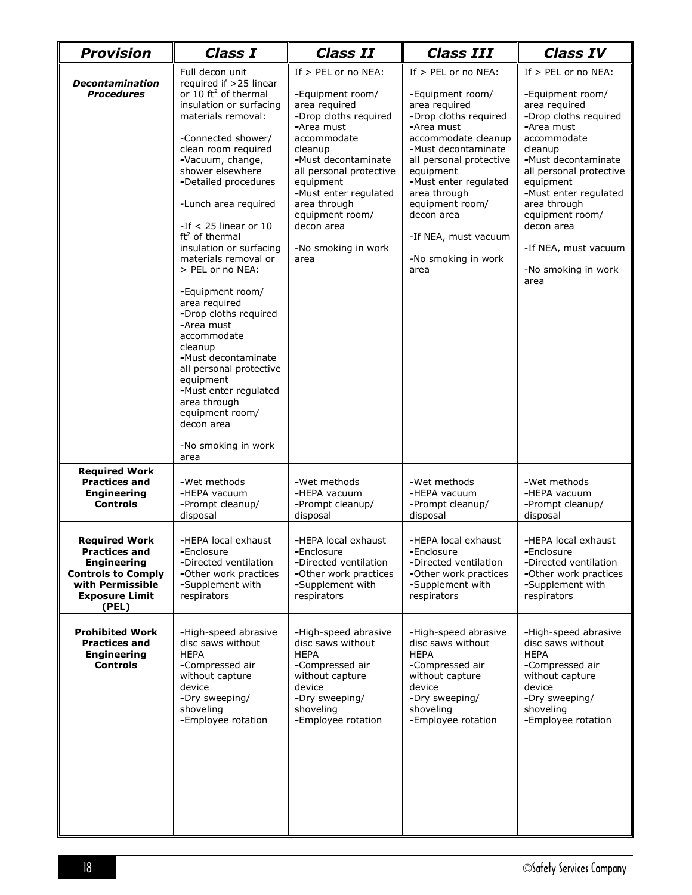| *Provision* | *Class I* | *Class II* | *Class III* | *Class IV* |
|---|---|---|---|---|
| ***Decontamination Procedures*** | Full decon unit required if >25 linear or 10 ft$^2$ of thermal insulation or surfacing materials removal:<br><br>-Connected shower/ clean room required<br>-Vacuum, change, shower elsewhere<br>-Detailed procedures<br><br>-Lunch area required<br><br>-If < 25 linear or 10 ft$^2$ of thermal insulation or surfacing materials removal or > PEL or no NEA:<br><br>-Equipment room/ area required<br>-Drop cloths required<br>-Area must accommodate cleanup<br>-Must decontaminate all personal protective equipment<br>-Must enter regulated area through equipment room/ decon area<br><br>-No smoking in work area | If > PEL or no NEA:<br><br>-Equipment room/ area required<br>-Drop cloths required<br>-Area must accommodate cleanup<br>-Must decontaminate all personal protective equipment<br>-Must enter regulated area through equipment room/ decon area<br><br>-No smoking in work area | If > PEL or no NEA:<br><br>-Equipment room/ area required<br>-Drop cloths required<br>-Area must accommodate cleanup<br>-Must decontaminate all personal protective equipment<br>-Must enter regulated area through equipment room/ decon area<br><br>-If NEA, must vacuum<br><br>-No smoking in work area | If > PEL or no NEA:<br><br>-Equipment room/ area required<br>-Drop cloths required<br>-Area must accommodate cleanup<br>-Must decontaminate all personal protective equipment<br>-Must enter regulated area through equipment room/ decon area<br><br>-If NEA, must vacuum<br><br>-No smoking in work area |
| **Required Work Practices and Engineering Controls** | -Wet methods<br>-HEPA vacuum<br>-Prompt cleanup/ disposal | -Wet methods<br>-HEPA vacuum<br>-Prompt cleanup/ disposal | -Wet methods<br>-HEPA vacuum<br>-Prompt cleanup/ disposal | -Wet methods<br>-HEPA vacuum<br>-Prompt cleanup/ disposal |
| **Required Work Practices and Engineering Controls to Comply with Permissible Exposure Limit (PEL)** | -HEPA local exhaust<br>-Enclosure<br>-Directed ventilation<br>-Other work practices<br>-Supplement with respirators | -HEPA local exhaust<br>-Enclosure<br>-Directed ventilation<br>-Other work practices<br>-Supplement with respirators | -HEPA local exhaust<br>-Enclosure<br>-Directed ventilation<br>-Other work practices<br>-Supplement with respirators | -HEPA local exhaust<br>-Enclosure<br>-Directed ventilation<br>-Other work practices<br>-Supplement with respirators |
| **Prohibited Work Practices and Engineering Controls** | -High-speed abrasive disc saws without HEPA<br>-Compressed air without capture device<br>-Dry sweeping/ shoveling<br>-Employee rotation | -High-speed abrasive disc saws without HEPA<br>-Compressed air without capture device<br>-Dry sweeping/ shoveling<br>-Employee rotation | -High-speed abrasive disc saws without HEPA<br>-Compressed air without capture device<br>-Dry sweeping/ shoveling<br>-Employee rotation | -High-speed abrasive disc saws without HEPA<br>-Compressed air without capture device<br>-Dry sweeping/ shoveling<br>-Employee rotation |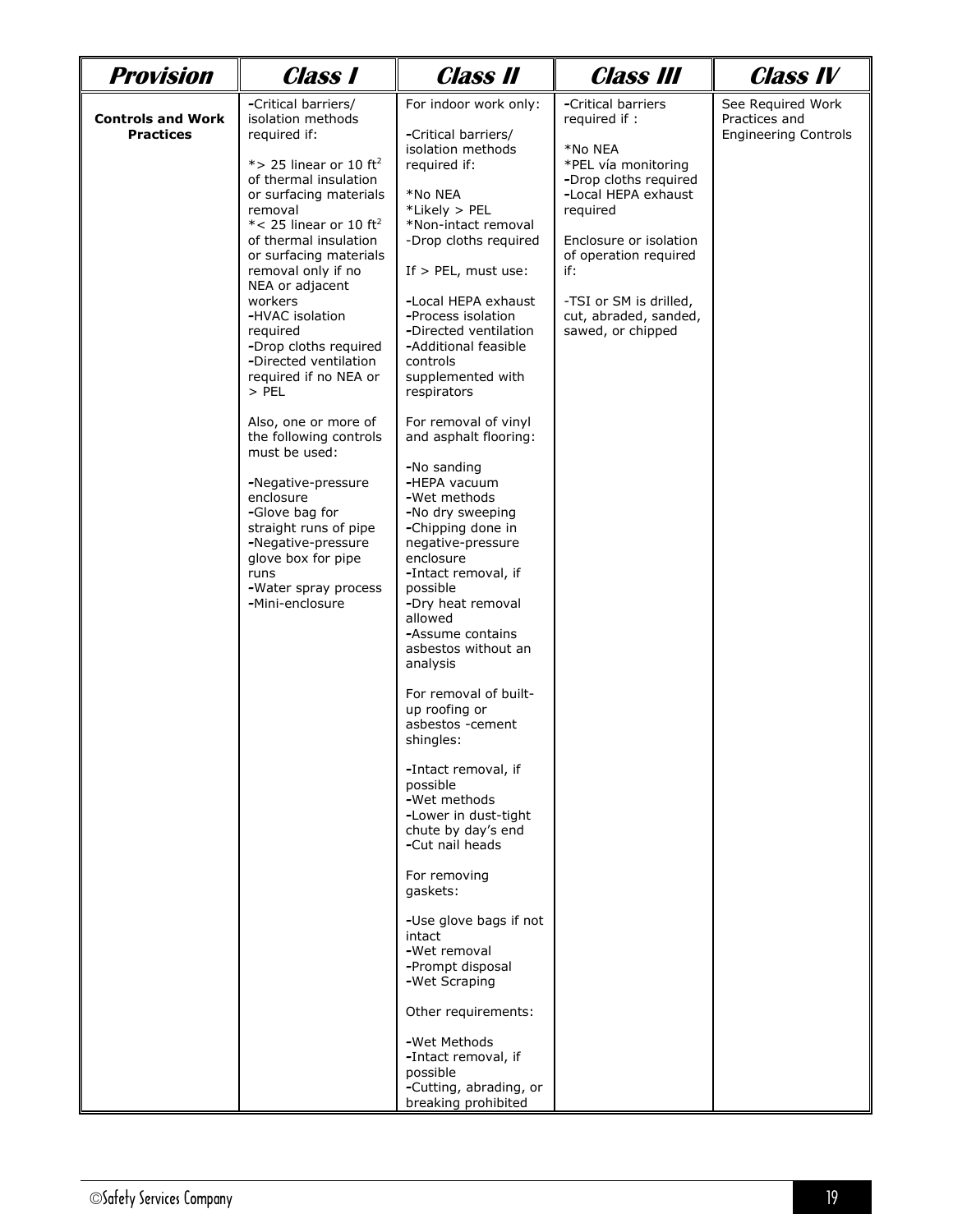| Provision | Class I | Class II | Class III | Class IV |
| --- | --- | --- | --- | --- |
| **Controls and Work Practices** | -Critical barriers/ isolation methods required if:<br><br>*> 25 linear or 10 $ft^2$ of thermal insulation or surfacing materials removal<br>*< 25 linear or 10 $ft^2$ of thermal insulation or surfacing materials removal only if no NEA or adjacent workers<br>-HVAC isolation required<br>-Drop cloths required<br>-Directed ventilation required if no NEA or > PEL<br><br>Also, one or more of the following controls must be used:<br><br>-Negative-pressure enclosure<br>-Glove bag for straight runs of pipe<br>-Negative-pressure glove box for pipe runs<br>-Water spray process<br>-Mini-enclosure | For indoor work only:<br><br>-Critical barriers/ isolation methods required if:<br><br>*No NEA<br>*Likely > PEL<br>*Non-intact removal<br>-Drop cloths required<br><br>If > PEL, must use:<br><br>-Local HEPA exhaust<br>-Process isolation<br>-Directed ventilation<br>-Additional feasible controls supplemented with respirators<br><br>For removal of vinyl and asphalt flooring:<br><br>-No sanding<br>-HEPA vacuum<br>-Wet methods<br>-No dry sweeping<br>-Chipping done in negative-pressure enclosure<br>-Intact removal, if possible<br>-Dry heat removal allowed<br>-Assume contains asbestos without an analysis<br><br>For removal of built-up roofing or asbestos -cement shingles:<br><br>-Intact removal, if possible<br>-Wet methods<br>-Lower in dust-tight chute by day's end<br>-Cut nail heads<br><br>For removing gaskets:<br><br>-Use glove bags if not intact<br>-Wet removal<br>-Prompt disposal<br>-Wet Scraping<br><br>Other requirements:<br><br>-Wet Methods<br>-Intact removal, if possible<br>-Cutting, abrading, or breaking prohibited | -Critical barriers required if :<br><br>*No NEA<br>*PEL vía monitoring<br>-Drop cloths required<br>-Local HEPA exhaust required<br><br>Enclosure or isolation of operation required if:<br><br>-TSI or SM is drilled, cut, abraded, sanded, sawed, or chipped | See Required Work Practices and Engineering Controls |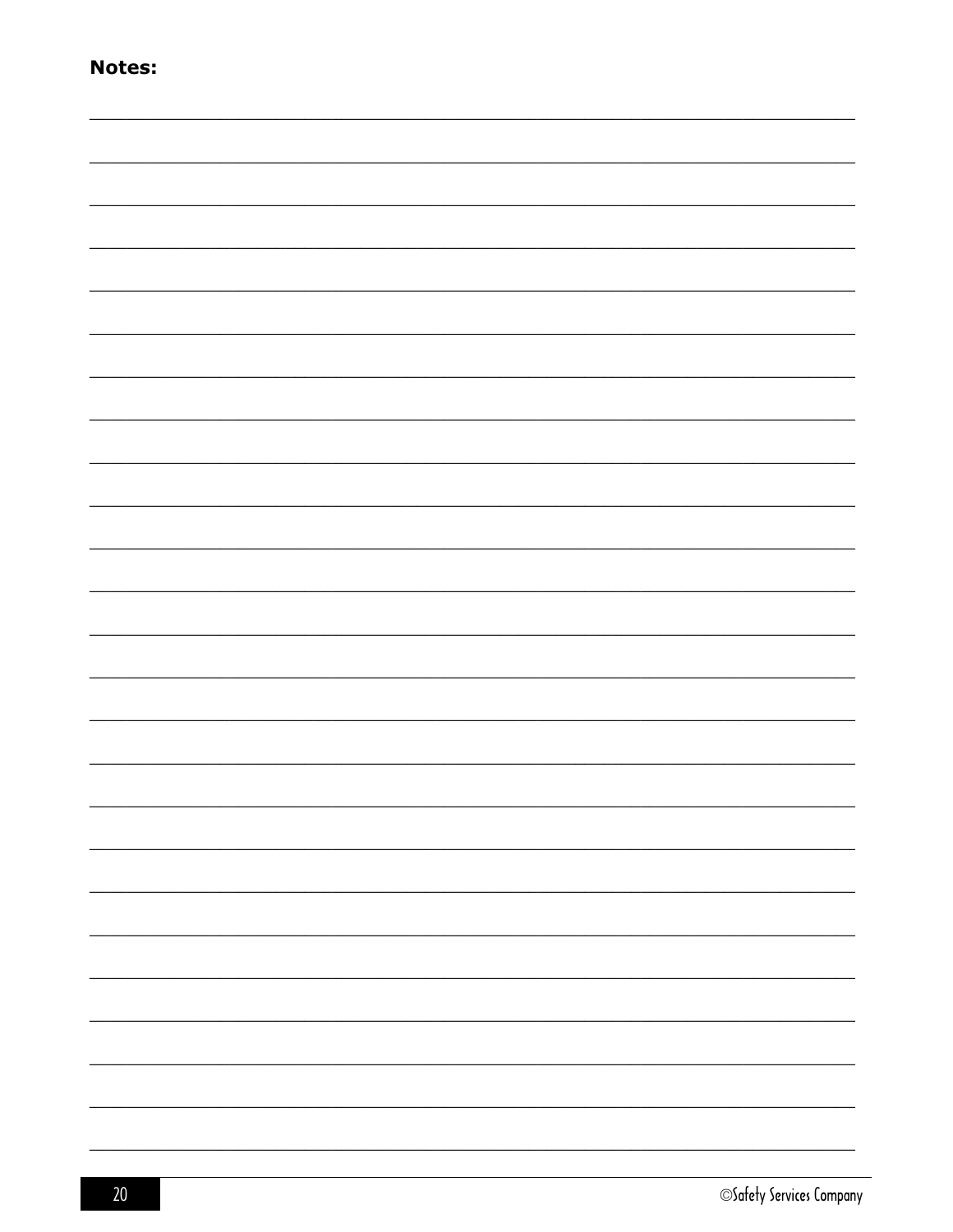**Notes:**